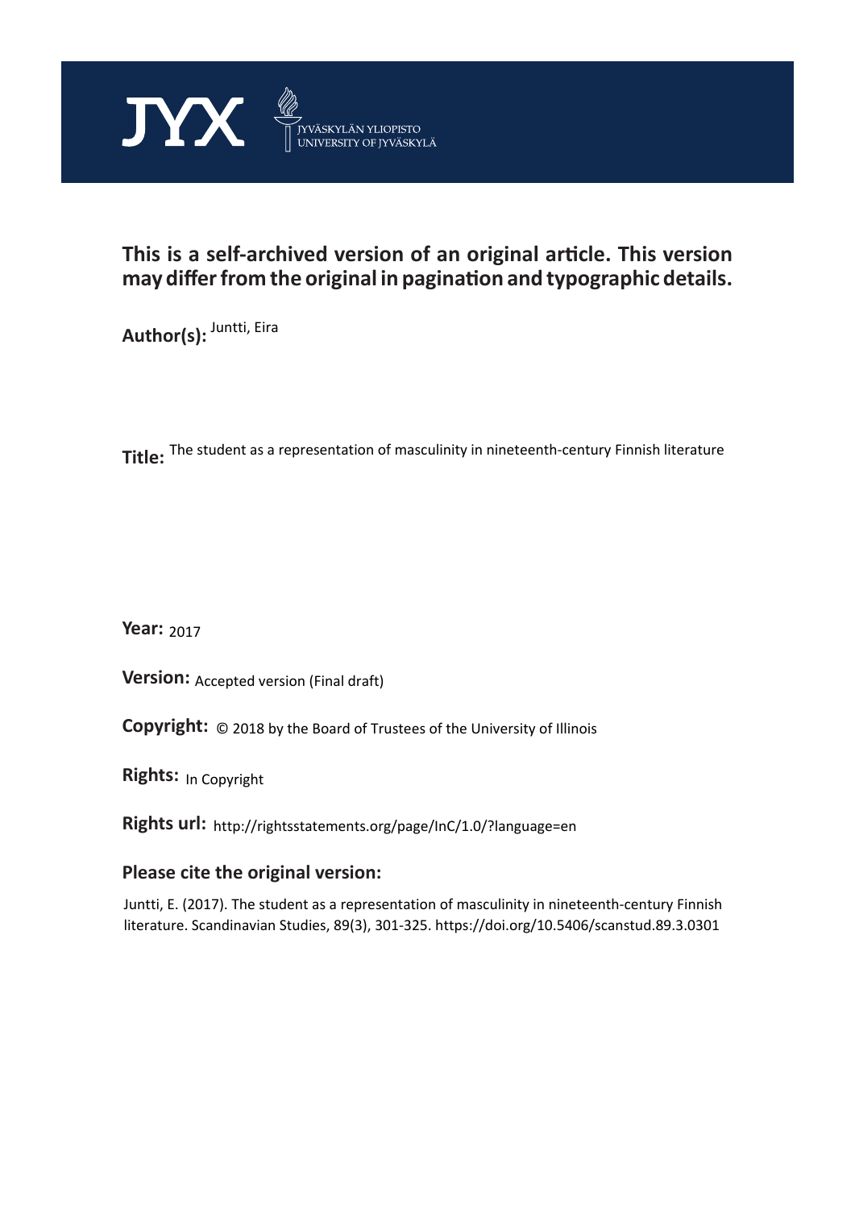JYX

JYVÄSKYLÄN YLIOPISTO
UNIVERSITY OF JYVÄSKYLÄ

**This is a self-archived version of an original article. This version may differ from the original in pagination and typographic details.**

**Author(s):** Juntti, Eira

**Title:** The student as a representation of masculinity in nineteenth-century Finnish literature

**Year:** 2017

**Version:** Accepted version (Final draft)

**Copyright:** © 2018 by the Board of Trustees of the University of Illinois

**Rights:** In Copyright

**Rights url:** http://rightsstatements.org/page/InC/1.0/?language=en

**Please cite the original version:**

Juntti, E. (2017). The student as a representation of masculinity in nineteenth-century Finnish literature. Scandinavian Studies, 89(3), 301-325. https://doi.org/10.5406/scanstud.89.3.0301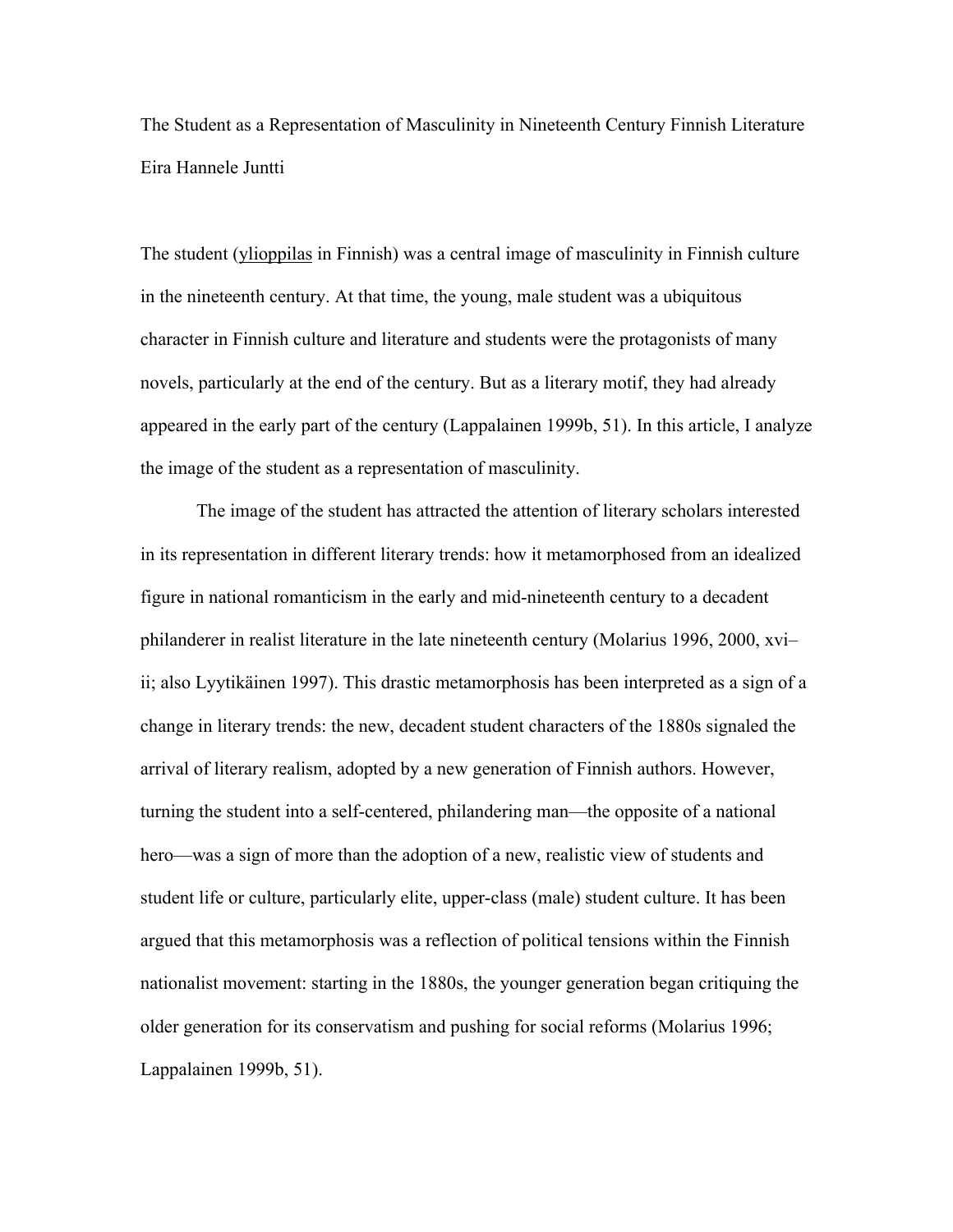The Student as a Representation of Masculinity in Nineteenth Century Finnish Literature

Eira Hannele Juntti

The student (ylioppilas in Finnish) was a central image of masculinity in Finnish culture in the nineteenth century. At that time, the young, male student was a ubiquitous character in Finnish culture and literature and students were the protagonists of many novels, particularly at the end of the century. But as a literary motif, they had already appeared in the early part of the century (Lappalainen 1999b, 51). In this article, I analyze the image of the student as a representation of masculinity.

The image of the student has attracted the attention of literary scholars interested in its representation in different literary trends: how it metamorphosed from an idealized figure in national romanticism in the early and mid-nineteenth century to a decadent philanderer in realist literature in the late nineteenth century (Molarius 1996, 2000, xvi–ii; also Lyytikäinen 1997). This drastic metamorphosis has been interpreted as a sign of a change in literary trends: the new, decadent student characters of the 1880s signaled the arrival of literary realism, adopted by a new generation of Finnish authors. However, turning the student into a self-centered, philandering man—the opposite of a national hero—was a sign of more than the adoption of a new, realistic view of students and student life or culture, particularly elite, upper-class (male) student culture. It has been argued that this metamorphosis was a reflection of political tensions within the Finnish nationalist movement: starting in the 1880s, the younger generation began critiquing the older generation for its conservatism and pushing for social reforms (Molarius 1996; Lappalainen 1999b, 51).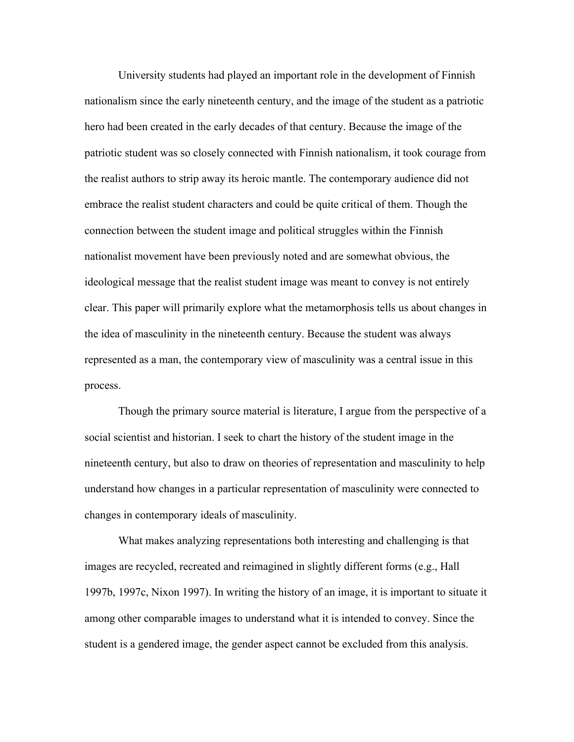University students had played an important role in the development of Finnish nationalism since the early nineteenth century, and the image of the student as a patriotic hero had been created in the early decades of that century. Because the image of the patriotic student was so closely connected with Finnish nationalism, it took courage from the realist authors to strip away its heroic mantle. The contemporary audience did not embrace the realist student characters and could be quite critical of them. Though the connection between the student image and political struggles within the Finnish nationalist movement have been previously noted and are somewhat obvious, the ideological message that the realist student image was meant to convey is not entirely clear. This paper will primarily explore what the metamorphosis tells us about changes in the idea of masculinity in the nineteenth century. Because the student was always represented as a man, the contemporary view of masculinity was a central issue in this process.

Though the primary source material is literature, I argue from the perspective of a social scientist and historian. I seek to chart the history of the student image in the nineteenth century, but also to draw on theories of representation and masculinity to help understand how changes in a particular representation of masculinity were connected to changes in contemporary ideals of masculinity.

What makes analyzing representations both interesting and challenging is that images are recycled, recreated and reimagined in slightly different forms (e.g., Hall 1997b, 1997c, Nixon 1997). In writing the history of an image, it is important to situate it among other comparable images to understand what it is intended to convey. Since the student is a gendered image, the gender aspect cannot be excluded from this analysis.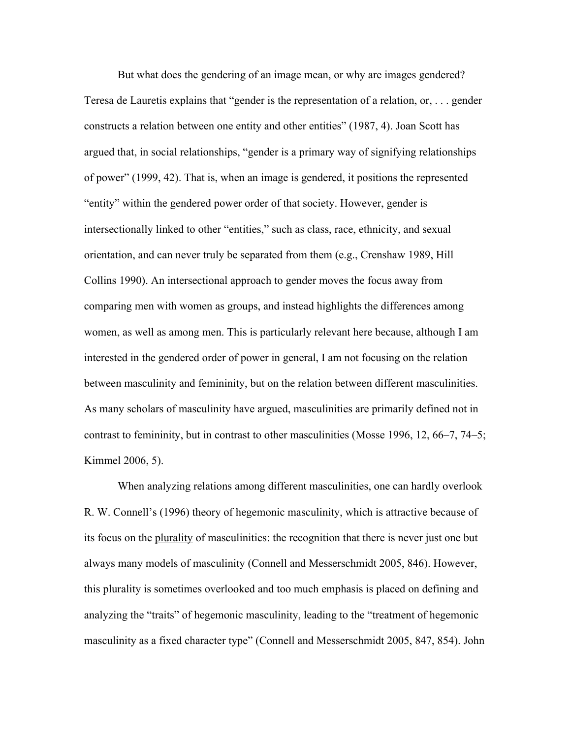But what does the gendering of an image mean, or why are images gendered? Teresa de Lauretis explains that "gender is the representation of a relation, or, . . . gender constructs a relation between one entity and other entities" (1987, 4). Joan Scott has argued that, in social relationships, "gender is a primary way of signifying relationships of power" (1999, 42). That is, when an image is gendered, it positions the represented "entity" within the gendered power order of that society. However, gender is intersectionally linked to other "entities," such as class, race, ethnicity, and sexual orientation, and can never truly be separated from them (e.g., Crenshaw 1989, Hill Collins 1990). An intersectional approach to gender moves the focus away from comparing men with women as groups, and instead highlights the differences among women, as well as among men. This is particularly relevant here because, although I am interested in the gendered order of power in general, I am not focusing on the relation between masculinity and femininity, but on the relation between different masculinities. As many scholars of masculinity have argued, masculinities are primarily defined not in contrast to femininity, but in contrast to other masculinities (Mosse 1996, 12, 66–7, 74–5; Kimmel 2006, 5).

When analyzing relations among different masculinities, one can hardly overlook R. W. Connell's (1996) theory of hegemonic masculinity, which is attractive because of its focus on the <u>plurality</u> of masculinities: the recognition that there is never just one but always many models of masculinity (Connell and Messerschmidt 2005, 846). However, this plurality is sometimes overlooked and too much emphasis is placed on defining and analyzing the "traits" of hegemonic masculinity, leading to the "treatment of hegemonic masculinity as a fixed character type" (Connell and Messerschmidt 2005, 847, 854). John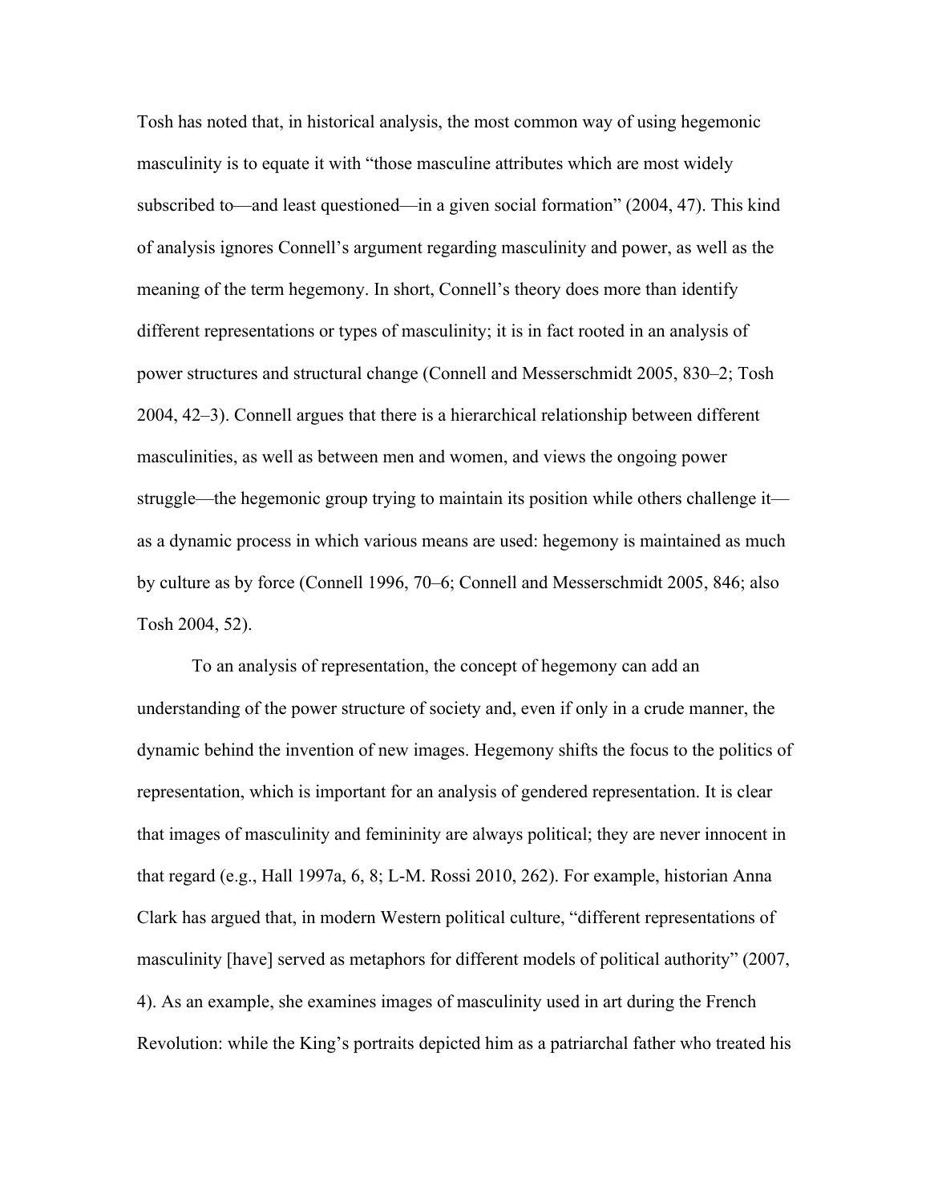Tosh has noted that, in historical analysis, the most common way of using hegemonic masculinity is to equate it with “those masculine attributes which are most widely subscribed to—and least questioned—in a given social formation” (2004, 47). This kind of analysis ignores Connell’s argument regarding masculinity and power, as well as the meaning of the term hegemony. In short, Connell’s theory does more than identify different representations or types of masculinity; it is in fact rooted in an analysis of power structures and structural change (Connell and Messerschmidt 2005, 830–2; Tosh 2004, 42–3). Connell argues that there is a hierarchical relationship between different masculinities, as well as between men and women, and views the ongoing power struggle—the hegemonic group trying to maintain its position while others challenge it—as a dynamic process in which various means are used: hegemony is maintained as much by culture as by force (Connell 1996, 70–6; Connell and Messerschmidt 2005, 846; also Tosh 2004, 52).

To an analysis of representation, the concept of hegemony can add an understanding of the power structure of society and, even if only in a crude manner, the dynamic behind the invention of new images. Hegemony shifts the focus to the politics of representation, which is important for an analysis of gendered representation. It is clear that images of masculinity and femininity are always political; they are never innocent in that regard (e.g., Hall 1997a, 6, 8; L-M. Rossi 2010, 262). For example, historian Anna Clark has argued that, in modern Western political culture, “different representations of masculinity [have] served as metaphors for different models of political authority” (2007, 4). As an example, she examines images of masculinity used in art during the French Revolution: while the King’s portraits depicted him as a patriarchal father who treated his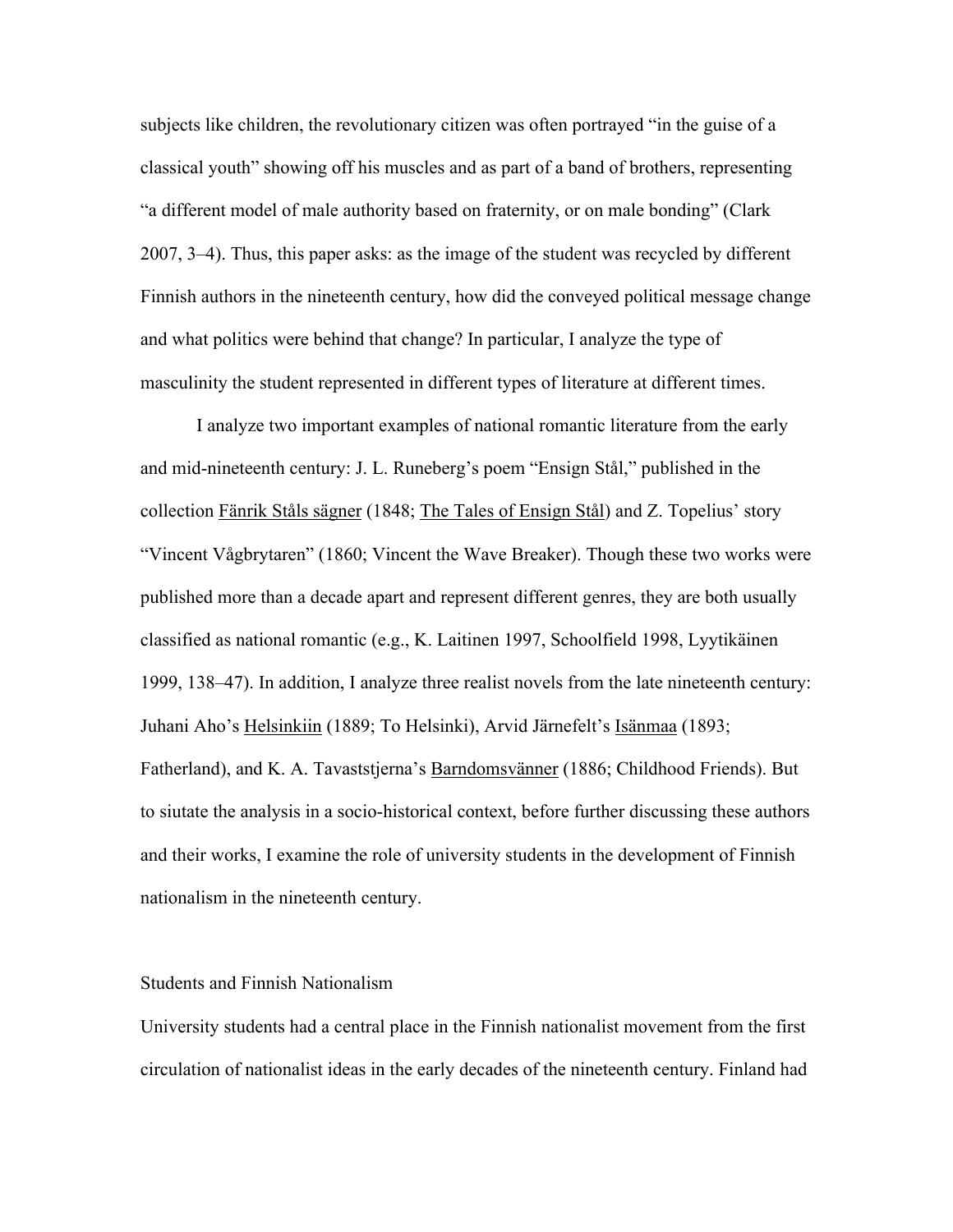subjects like children, the revolutionary citizen was often portrayed "in the guise of a classical youth" showing off his muscles and as part of a band of brothers, representing "a different model of male authority based on fraternity, or on male bonding" (Clark 2007, 3–4). Thus, this paper asks: as the image of the student was recycled by different Finnish authors in the nineteenth century, how did the conveyed political message change and what politics were behind that change? In particular, I analyze the type of masculinity the student represented in different types of literature at different times.

I analyze two important examples of national romantic literature from the early and mid-nineteenth century: J. L. Runeberg's poem "Ensign Stål," published in the collection Fänrik Ståls sägner (1848; The Tales of Ensign Stål) and Z. Topelius' story "Vincent Vågbrytaren" (1860; Vincent the Wave Breaker). Though these two works were published more than a decade apart and represent different genres, they are both usually classified as national romantic (e.g., K. Laitinen 1997, Schoolfield 1998, Lyytikäinen 1999, 138–47). In addition, I analyze three realist novels from the late nineteenth century: Juhani Aho's Helsinkiin (1889; To Helsinki), Arvid Järnefelt's Isänmaa (1893; Fatherland), and K. A. Tavaststjerna's Barndomsvänner (1886; Childhood Friends). But to siutate the analysis in a socio-historical context, before further discussing these authors and their works, I examine the role of university students in the development of Finnish nationalism in the nineteenth century.

## Students and Finnish Nationalism

University students had a central place in the Finnish nationalist movement from the first circulation of nationalist ideas in the early decades of the nineteenth century. Finland had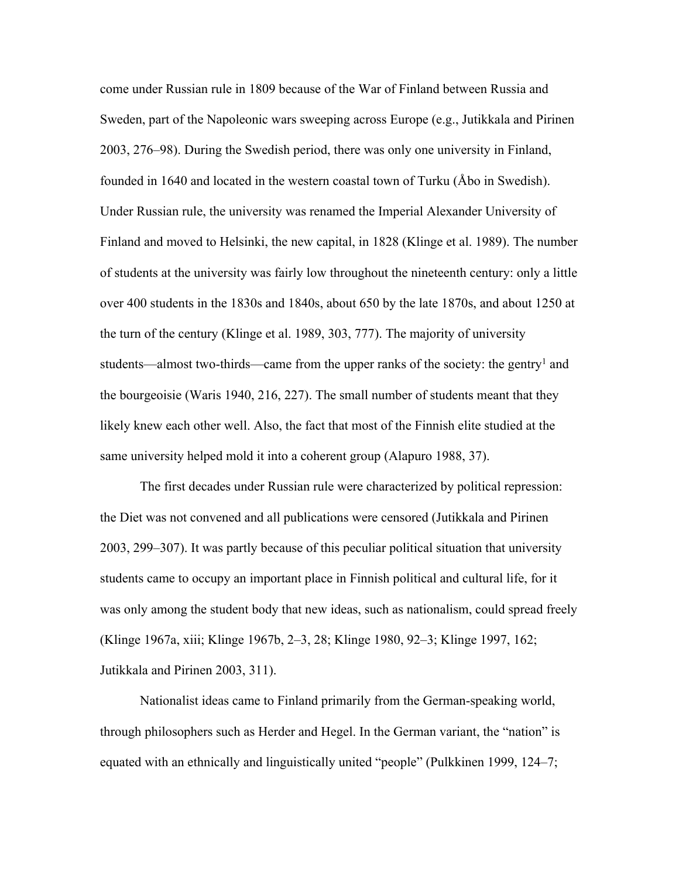come under Russian rule in 1809 because of the War of Finland between Russia and Sweden, part of the Napoleonic wars sweeping across Europe (e.g., Jutikkala and Pirinen 2003, 276–98). During the Swedish period, there was only one university in Finland, founded in 1640 and located in the western coastal town of Turku (Åbo in Swedish). Under Russian rule, the university was renamed the Imperial Alexander University of Finland and moved to Helsinki, the new capital, in 1828 (Klinge et al. 1989). The number of students at the university was fairly low throughout the nineteenth century: only a little over 400 students in the 1830s and 1840s, about 650 by the late 1870s, and about 1250 at the turn of the century (Klinge et al. 1989, 303, 777). The majority of university students—almost two-thirds—came from the upper ranks of the society: the gentry[1] and the bourgeoisie (Waris 1940, 216, 227). The small number of students meant that they likely knew each other well. Also, the fact that most of the Finnish elite studied at the same university helped mold it into a coherent group (Alapuro 1988, 37).

The first decades under Russian rule were characterized by political repression: the Diet was not convened and all publications were censored (Jutikkala and Pirinen 2003, 299–307). It was partly because of this peculiar political situation that university students came to occupy an important place in Finnish political and cultural life, for it was only among the student body that new ideas, such as nationalism, could spread freely (Klinge 1967a, xiii; Klinge 1967b, 2–3, 28; Klinge 1980, 92–3; Klinge 1997, 162; Jutikkala and Pirinen 2003, 311).

Nationalist ideas came to Finland primarily from the German-speaking world, through philosophers such as Herder and Hegel. In the German variant, the "nation" is equated with an ethnically and linguistically united "people" (Pulkkinen 1999, 124–7;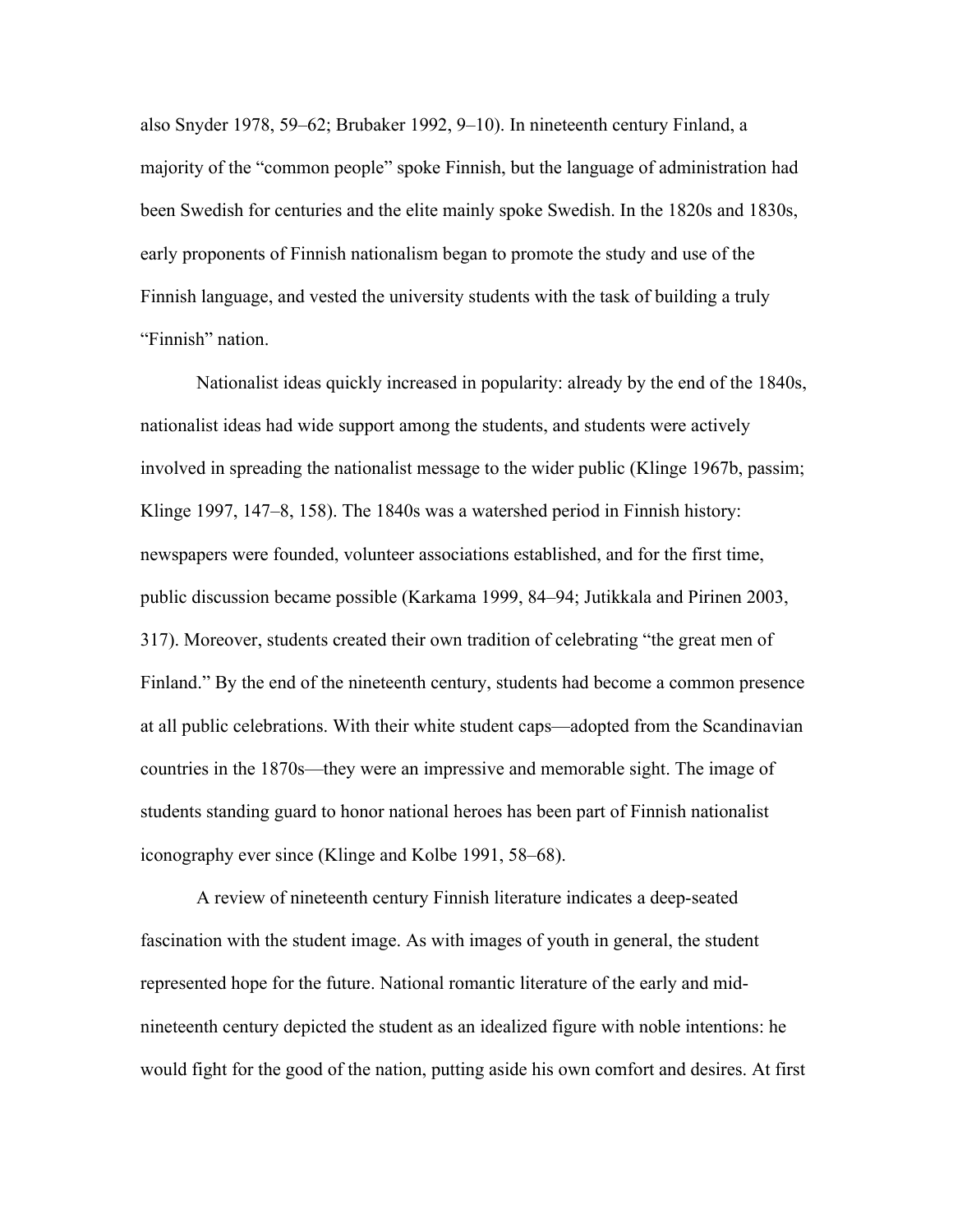also Snyder 1978, 59–62; Brubaker 1992, 9–10). In nineteenth century Finland, a majority of the "common people" spoke Finnish, but the language of administration had been Swedish for centuries and the elite mainly spoke Swedish. In the 1820s and 1830s, early proponents of Finnish nationalism began to promote the study and use of the Finnish language, and vested the university students with the task of building a truly "Finnish" nation.

Nationalist ideas quickly increased in popularity: already by the end of the 1840s, nationalist ideas had wide support among the students, and students were actively involved in spreading the nationalist message to the wider public (Klinge 1967b, passim; Klinge 1997, 147–8, 158). The 1840s was a watershed period in Finnish history: newspapers were founded, volunteer associations established, and for the first time, public discussion became possible (Karkama 1999, 84–94; Jutikkala and Pirinen 2003, 317). Moreover, students created their own tradition of celebrating "the great men of Finland." By the end of the nineteenth century, students had become a common presence at all public celebrations. With their white student caps—adopted from the Scandinavian countries in the 1870s—they were an impressive and memorable sight. The image of students standing guard to honor national heroes has been part of Finnish nationalist iconography ever since (Klinge and Kolbe 1991, 58–68).

A review of nineteenth century Finnish literature indicates a deep-seated fascination with the student image. As with images of youth in general, the student represented hope for the future. National romantic literature of the early and mid-nineteenth century depicted the student as an idealized figure with noble intentions: he would fight for the good of the nation, putting aside his own comfort and desires. At first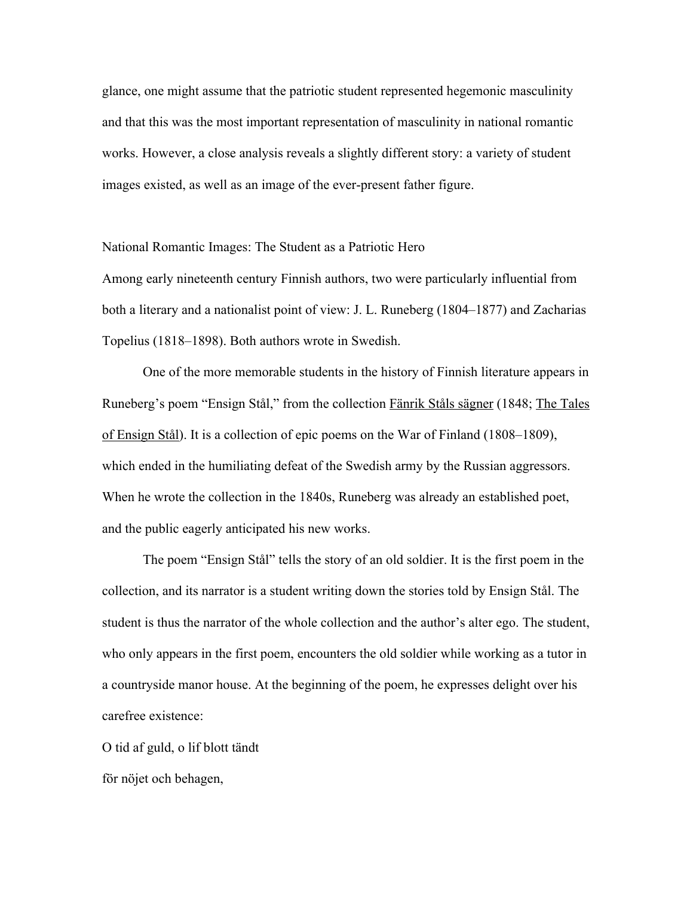glance, one might assume that the patriotic student represented hegemonic masculinity and that this was the most important representation of masculinity in national romantic works. However, a close analysis reveals a slightly different story: a variety of student images existed, as well as an image of the ever-present father figure.

## National Romantic Images: The Student as a Patriotic Hero

Among early nineteenth century Finnish authors, two were particularly influential from both a literary and a nationalist point of view: J. L. Runeberg (1804–1877) and Zacharias Topelius (1818–1898). Both authors wrote in Swedish.

One of the more memorable students in the history of Finnish literature appears in Runeberg's poem "Ensign Stål," from the collection Fänrik Ståls sägner (1848; The Tales of Ensign Stål). It is a collection of epic poems on the War of Finland (1808–1809), which ended in the humiliating defeat of the Swedish army by the Russian aggressors. When he wrote the collection in the 1840s, Runeberg was already an established poet, and the public eagerly anticipated his new works.

The poem "Ensign Stål" tells the story of an old soldier. It is the first poem in the collection, and its narrator is a student writing down the stories told by Ensign Stål. The student is thus the narrator of the whole collection and the author's alter ego. The student, who only appears in the first poem, encounters the old soldier while working as a tutor in a countryside manor house. At the beginning of the poem, he expresses delight over his carefree existence:

O tid af guld, o lif blott tändt

för nöjet och behagen,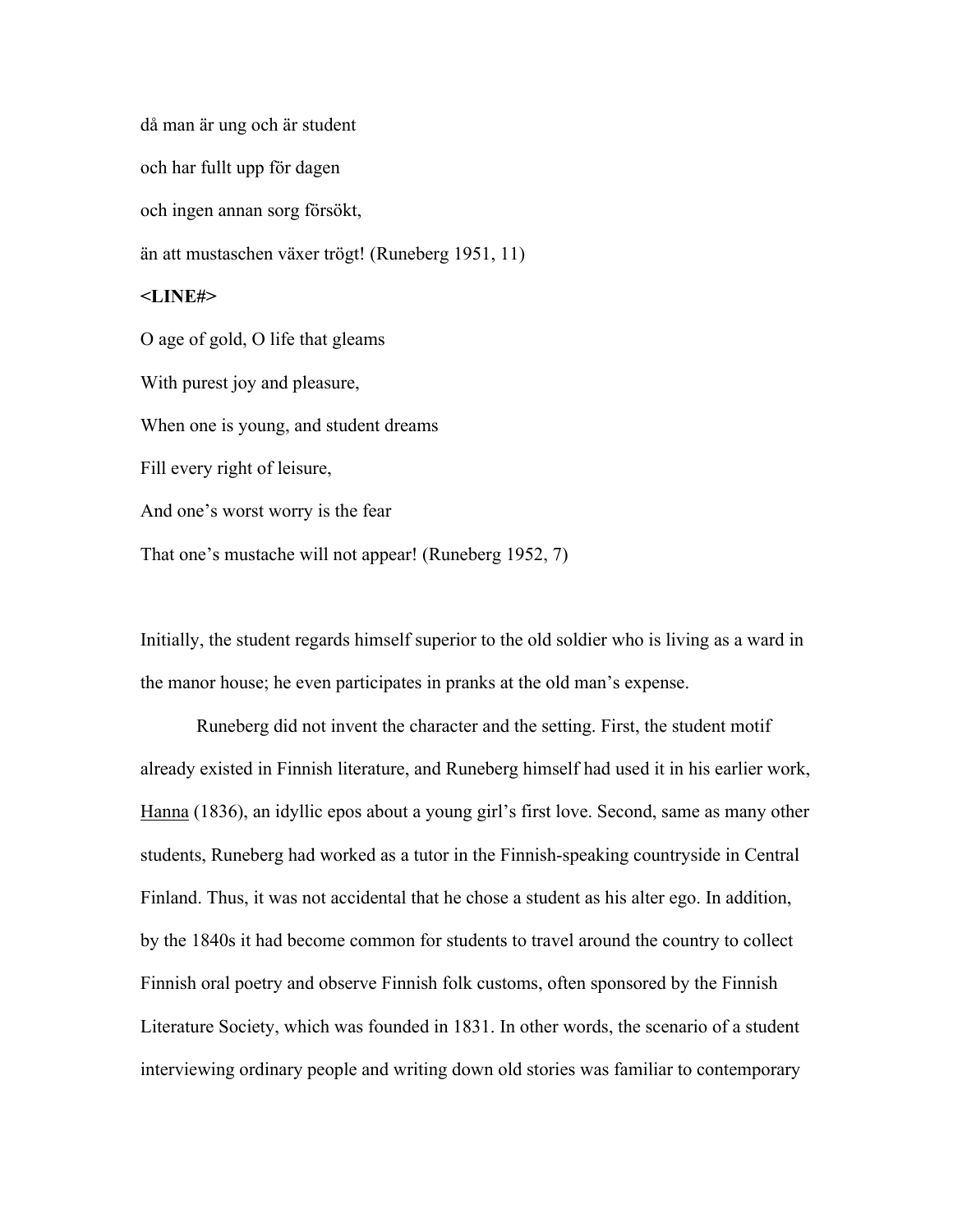då man är ung och är student

och har fullt upp för dagen

och ingen annan sorg försökt,

än att mustaschen växer trögt! (Runeberg 1951, 11)

**<LINE#>**

O age of gold, O life that gleams

With purest joy and pleasure,

When one is young, and student dreams

Fill every right of leisure,

And one's worst worry is the fear

That one's mustache will not appear! (Runeberg 1952, 7)

Initially, the student regards himself superior to the old soldier who is living as a ward in the manor house; he even participates in pranks at the old man's expense.

Runeberg did not invent the character and the setting. First, the student motif already existed in Finnish literature, and Runeberg himself had used it in his earlier work, Hanna (1836), an idyllic epos about a young girl's first love. Second, same as many other students, Runeberg had worked as a tutor in the Finnish-speaking countryside in Central Finland. Thus, it was not accidental that he chose a student as his alter ego. In addition, by the 1840s it had become common for students to travel around the country to collect Finnish oral poetry and observe Finnish folk customs, often sponsored by the Finnish Literature Society, which was founded in 1831. In other words, the scenario of a student interviewing ordinary people and writing down old stories was familiar to contemporary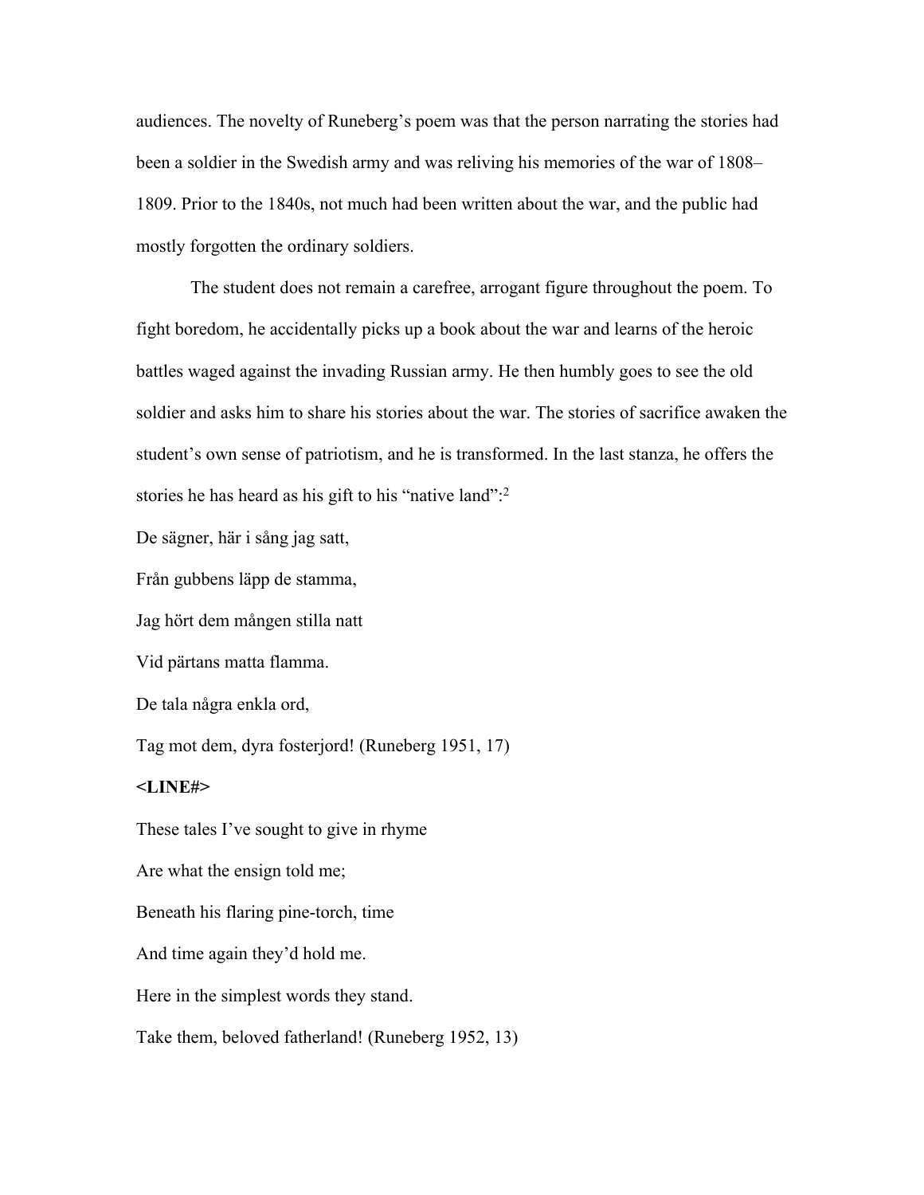audiences. The novelty of Runeberg's poem was that the person narrating the stories had been a soldier in the Swedish army and was reliving his memories of the war of 1808–1809. Prior to the 1840s, not much had been written about the war, and the public had mostly forgotten the ordinary soldiers.

The student does not remain a carefree, arrogant figure throughout the poem. To fight boredom, he accidentally picks up a book about the war and learns of the heroic battles waged against the invading Russian army. He then humbly goes to see the old soldier and asks him to share his stories about the war. The stories of sacrifice awaken the student's own sense of patriotism, and he is transformed. In the last stanza, he offers the stories he has heard as his gift to his "native land":[2]

De sägner, här i sång jag satt,

Från gubbens läpp de stamma,

Jag hört dem mången stilla natt

Vid pärtans matta flamma.

De tala några enkla ord,

Tag mot dem, dyra fosterjord! (Runeberg 1951, 17)

**<LINE#>**

These tales I've sought to give in rhyme

Are what the ensign told me;

Beneath his flaring pine-torch, time

And time again they'd hold me.

Here in the simplest words they stand.

Take them, beloved fatherland! (Runeberg 1952, 13)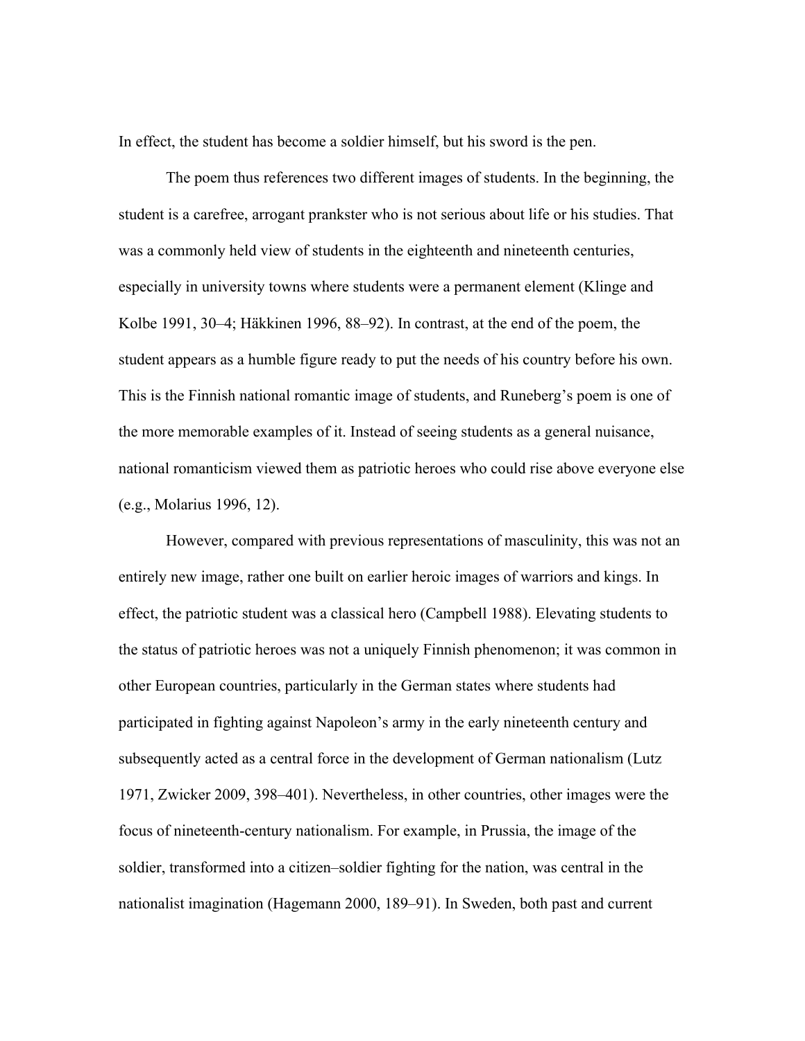In effect, the student has become a soldier himself, but his sword is the pen.

The poem thus references two different images of students. In the beginning, the student is a carefree, arrogant prankster who is not serious about life or his studies. That was a commonly held view of students in the eighteenth and nineteenth centuries, especially in university towns where students were a permanent element (Klinge and Kolbe 1991, 30–4; Häkkinen 1996, 88–92). In contrast, at the end of the poem, the student appears as a humble figure ready to put the needs of his country before his own. This is the Finnish national romantic image of students, and Runeberg's poem is one of the more memorable examples of it. Instead of seeing students as a general nuisance, national romanticism viewed them as patriotic heroes who could rise above everyone else (e.g., Molarius 1996, 12).

However, compared with previous representations of masculinity, this was not an entirely new image, rather one built on earlier heroic images of warriors and kings. In effect, the patriotic student was a classical hero (Campbell 1988). Elevating students to the status of patriotic heroes was not a uniquely Finnish phenomenon; it was common in other European countries, particularly in the German states where students had participated in fighting against Napoleon's army in the early nineteenth century and subsequently acted as a central force in the development of German nationalism (Lutz 1971, Zwicker 2009, 398–401). Nevertheless, in other countries, other images were the focus of nineteenth-century nationalism. For example, in Prussia, the image of the soldier, transformed into a citizen–soldier fighting for the nation, was central in the nationalist imagination (Hagemann 2000, 189–91). In Sweden, both past and current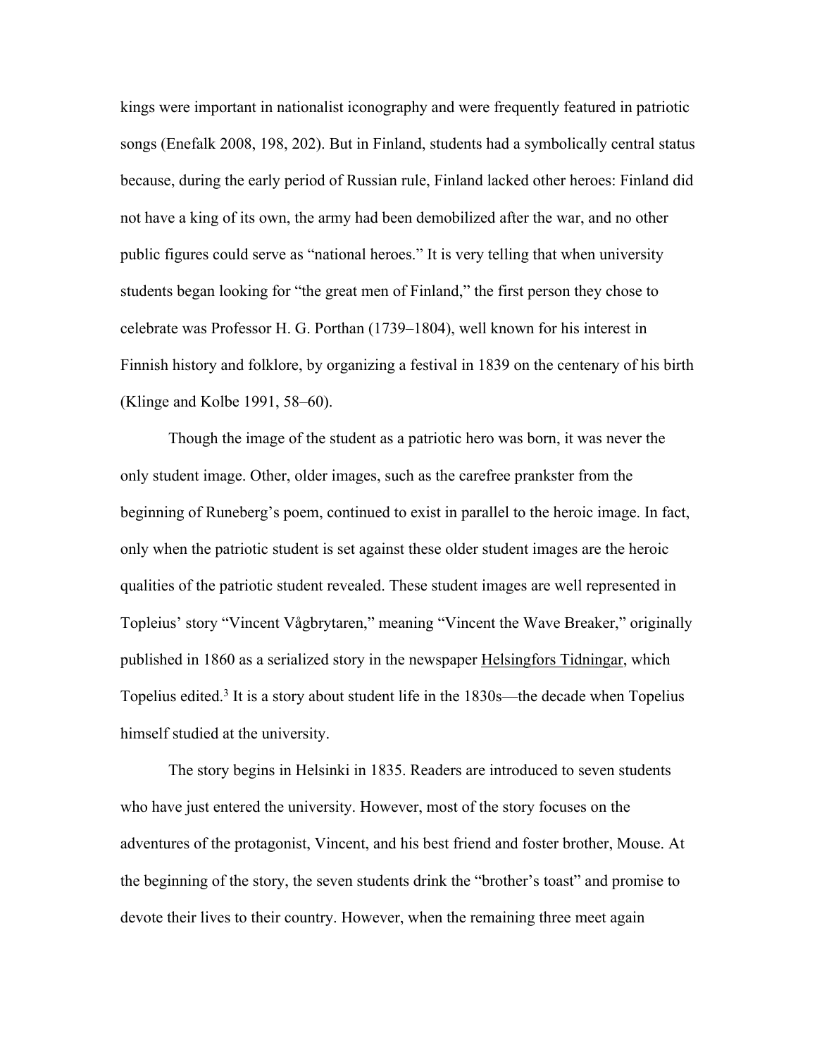kings were important in nationalist iconography and were frequently featured in patriotic songs (Enefalk 2008, 198, 202). But in Finland, students had a symbolically central status because, during the early period of Russian rule, Finland lacked other heroes: Finland did not have a king of its own, the army had been demobilized after the war, and no other public figures could serve as "national heroes." It is very telling that when university students began looking for "the great men of Finland," the first person they chose to celebrate was Professor H. G. Porthan (1739–1804), well known for his interest in Finnish history and folklore, by organizing a festival in 1839 on the centenary of his birth (Klinge and Kolbe 1991, 58–60).

Though the image of the student as a patriotic hero was born, it was never the only student image. Other, older images, such as the carefree prankster from the beginning of Runeberg's poem, continued to exist in parallel to the heroic image. In fact, only when the patriotic student is set against these older student images are the heroic qualities of the patriotic student revealed. These student images are well represented in Topleius' story "Vincent Vågbrytaren," meaning "Vincent the Wave Breaker," originally published in 1860 as a serialized story in the newspaper <u>Helsingfors Tidningar</u>, which Topelius edited.[3] It is a story about student life in the 1830s—the decade when Topelius himself studied at the university.

The story begins in Helsinki in 1835. Readers are introduced to seven students who have just entered the university. However, most of the story focuses on the adventures of the protagonist, Vincent, and his best friend and foster brother, Mouse. At the beginning of the story, the seven students drink the "brother's toast" and promise to devote their lives to their country. However, when the remaining three meet again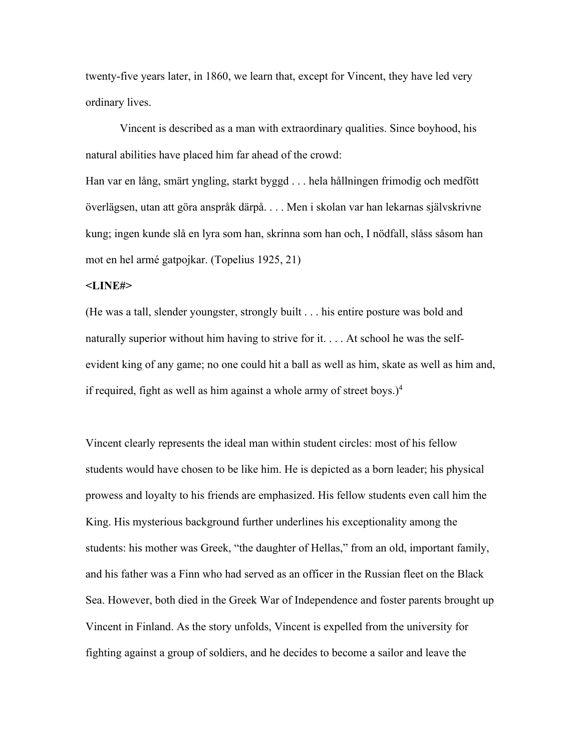twenty-five years later, in 1860, we learn that, except for Vincent, they have led very ordinary lives.

Vincent is described as a man with extraordinary qualities. Since boyhood, his natural abilities have placed him far ahead of the crowd:

Han var en lång, smärt yngling, starkt byggd . . . hela hållningen frimodig och medfött överlägsen, utan att göra anspråk därpå. . . . Men i skolan var han lekarnas självskrivne kung; ingen kunde slå en lyra som han, skrinna som han och, I nödfall, slåss såsom han mot en hel armé gatpojkar. (Topelius 1925, 21)

**<LINE#>**

(He was a tall, slender youngster, strongly built . . . his entire posture was bold and naturally superior without him having to strive for it. . . . At school he was the self-evident king of any game; no one could hit a ball as well as him, skate as well as him and, if required, fight as well as him against a whole army of street boys.)[4]

Vincent clearly represents the ideal man within student circles: most of his fellow students would have chosen to be like him. He is depicted as a born leader; his physical prowess and loyalty to his friends are emphasized. His fellow students even call him the King. His mysterious background further underlines his exceptionality among the students: his mother was Greek, "the daughter of Hellas," from an old, important family, and his father was a Finn who had served as an officer in the Russian fleet on the Black Sea. However, both died in the Greek War of Independence and foster parents brought up Vincent in Finland. As the story unfolds, Vincent is expelled from the university for fighting against a group of soldiers, and he decides to become a sailor and leave the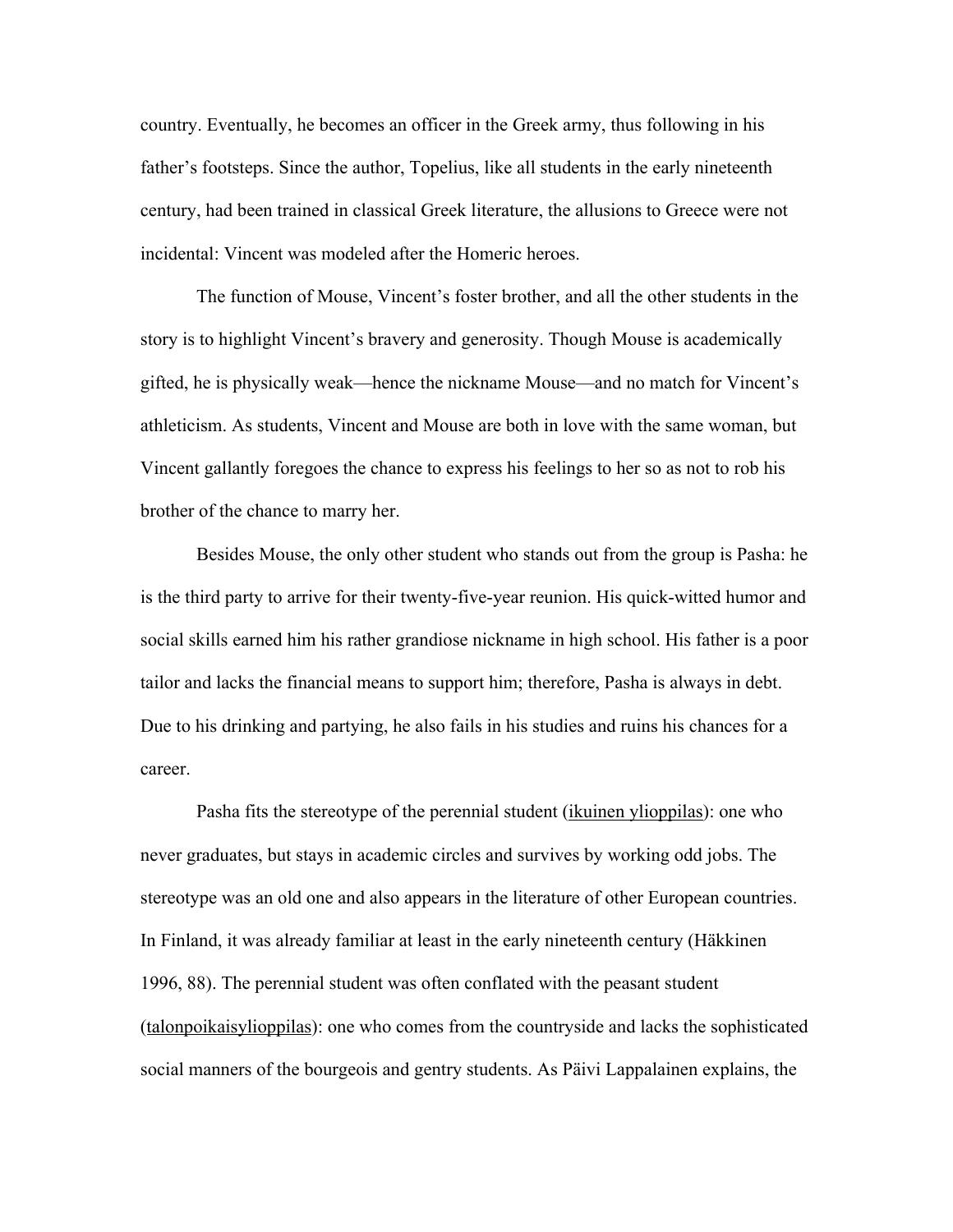country. Eventually, he becomes an officer in the Greek army, thus following in his father's footsteps. Since the author, Topelius, like all students in the early nineteenth century, had been trained in classical Greek literature, the allusions to Greece were not incidental: Vincent was modeled after the Homeric heroes.

The function of Mouse, Vincent's foster brother, and all the other students in the story is to highlight Vincent's bravery and generosity. Though Mouse is academically gifted, he is physically weak—hence the nickname Mouse—and no match for Vincent's athleticism. As students, Vincent and Mouse are both in love with the same woman, but Vincent gallantly foregoes the chance to express his feelings to her so as not to rob his brother of the chance to marry her.

Besides Mouse, the only other student who stands out from the group is Pasha: he is the third party to arrive for their twenty-five-year reunion. His quick-witted humor and social skills earned him his rather grandiose nickname in high school. His father is a poor tailor and lacks the financial means to support him; therefore, Pasha is always in debt. Due to his drinking and partying, he also fails in his studies and ruins his chances for a career.

Pasha fits the stereotype of the perennial student (<u>ikuinen ylioppilas</u>): one who never graduates, but stays in academic circles and survives by working odd jobs. The stereotype was an old one and also appears in the literature of other European countries. In Finland, it was already familiar at least in the early nineteenth century (Häkkinen 1996, 88). The perennial student was often conflated with the peasant student (<u>talonpoikaisylioppilas</u>): one who comes from the countryside and lacks the sophisticated social manners of the bourgeois and gentry students. As Päivi Lappalainen explains, the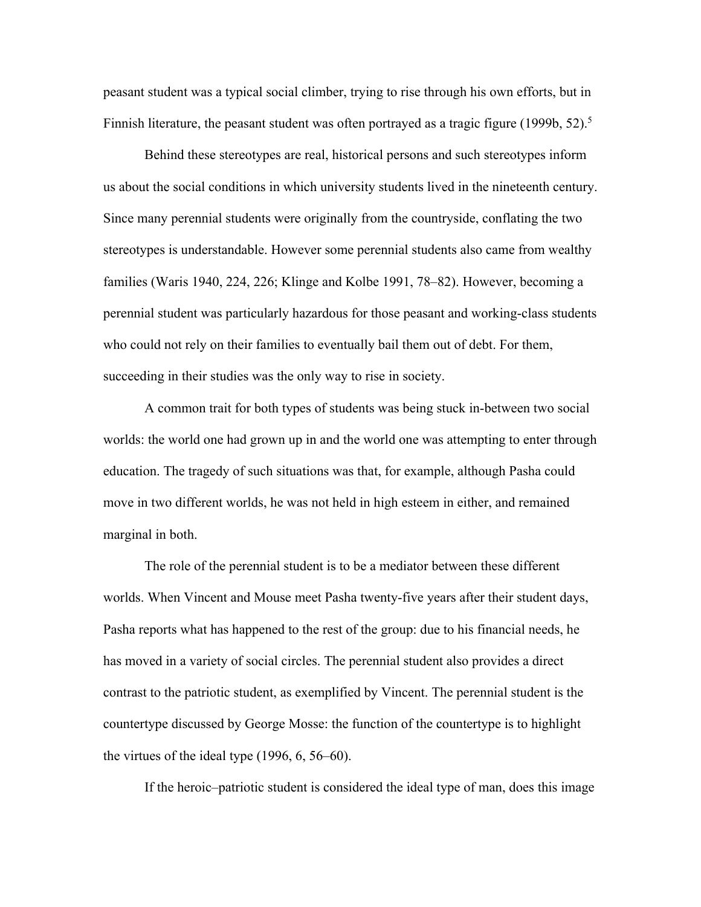peasant student was a typical social climber, trying to rise through his own efforts, but in Finnish literature, the peasant student was often portrayed as a tragic figure (1999b, 52).[5]

Behind these stereotypes are real, historical persons and such stereotypes inform us about the social conditions in which university students lived in the nineteenth century. Since many perennial students were originally from the countryside, conflating the two stereotypes is understandable. However some perennial students also came from wealthy families (Waris 1940, 224, 226; Klinge and Kolbe 1991, 78–82). However, becoming a perennial student was particularly hazardous for those peasant and working-class students who could not rely on their families to eventually bail them out of debt. For them, succeeding in their studies was the only way to rise in society.

A common trait for both types of students was being stuck in-between two social worlds: the world one had grown up in and the world one was attempting to enter through education. The tragedy of such situations was that, for example, although Pasha could move in two different worlds, he was not held in high esteem in either, and remained marginal in both.

The role of the perennial student is to be a mediator between these different worlds. When Vincent and Mouse meet Pasha twenty-five years after their student days, Pasha reports what has happened to the rest of the group: due to his financial needs, he has moved in a variety of social circles. The perennial student also provides a direct contrast to the patriotic student, as exemplified by Vincent. The perennial student is the countertype discussed by George Mosse: the function of the countertype is to highlight the virtues of the ideal type (1996, 6, 56–60).

If the heroic–patriotic student is considered the ideal type of man, does this image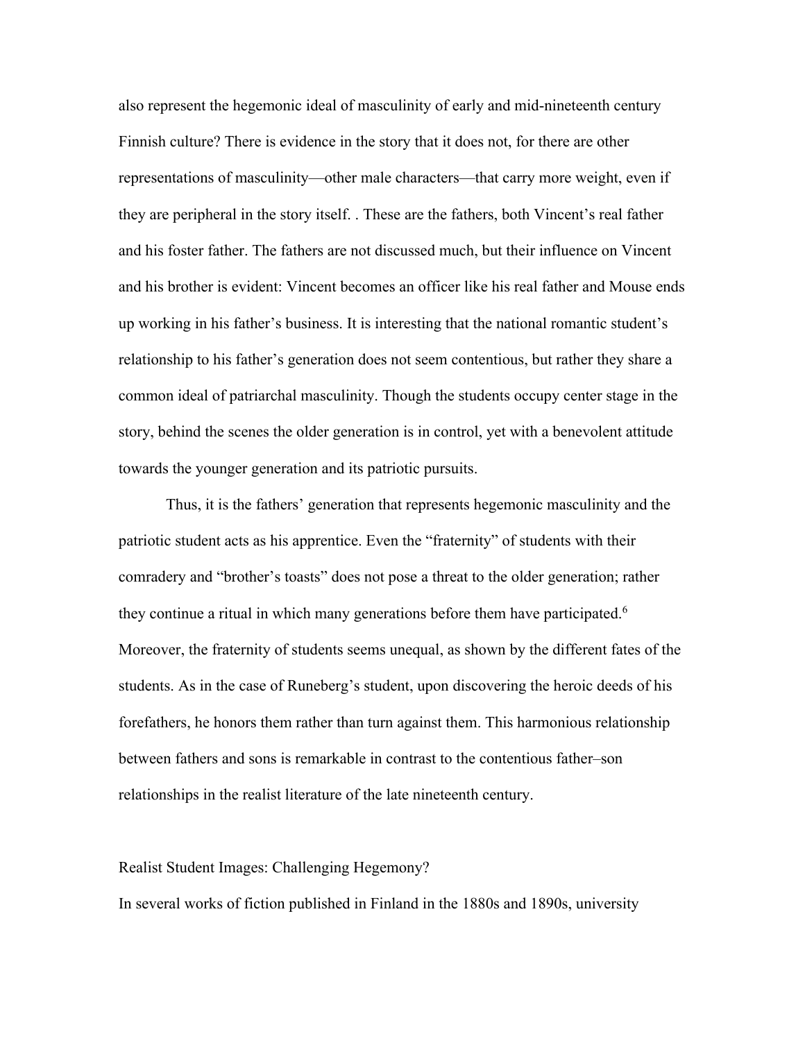also represent the hegemonic ideal of masculinity of early and mid-nineteenth century Finnish culture? There is evidence in the story that it does not, for there are other representations of masculinity—other male characters—that carry more weight, even if they are peripheral in the story itself. . These are the fathers, both Vincent's real father and his foster father. The fathers are not discussed much, but their influence on Vincent and his brother is evident: Vincent becomes an officer like his real father and Mouse ends up working in his father's business. It is interesting that the national romantic student's relationship to his father's generation does not seem contentious, but rather they share a common ideal of patriarchal masculinity. Though the students occupy center stage in the story, behind the scenes the older generation is in control, yet with a benevolent attitude towards the younger generation and its patriotic pursuits.

Thus, it is the fathers' generation that represents hegemonic masculinity and the patriotic student acts as his apprentice. Even the "fraternity" of students with their comradery and "brother's toasts" does not pose a threat to the older generation; rather they continue a ritual in which many generations before them have participated.[6] Moreover, the fraternity of students seems unequal, as shown by the different fates of the students. As in the case of Runeberg's student, upon discovering the heroic deeds of his forefathers, he honors them rather than turn against them. This harmonious relationship between fathers and sons is remarkable in contrast to the contentious father–son relationships in the realist literature of the late nineteenth century.

## Realist Student Images: Challenging Hegemony?

In several works of fiction published in Finland in the 1880s and 1890s, university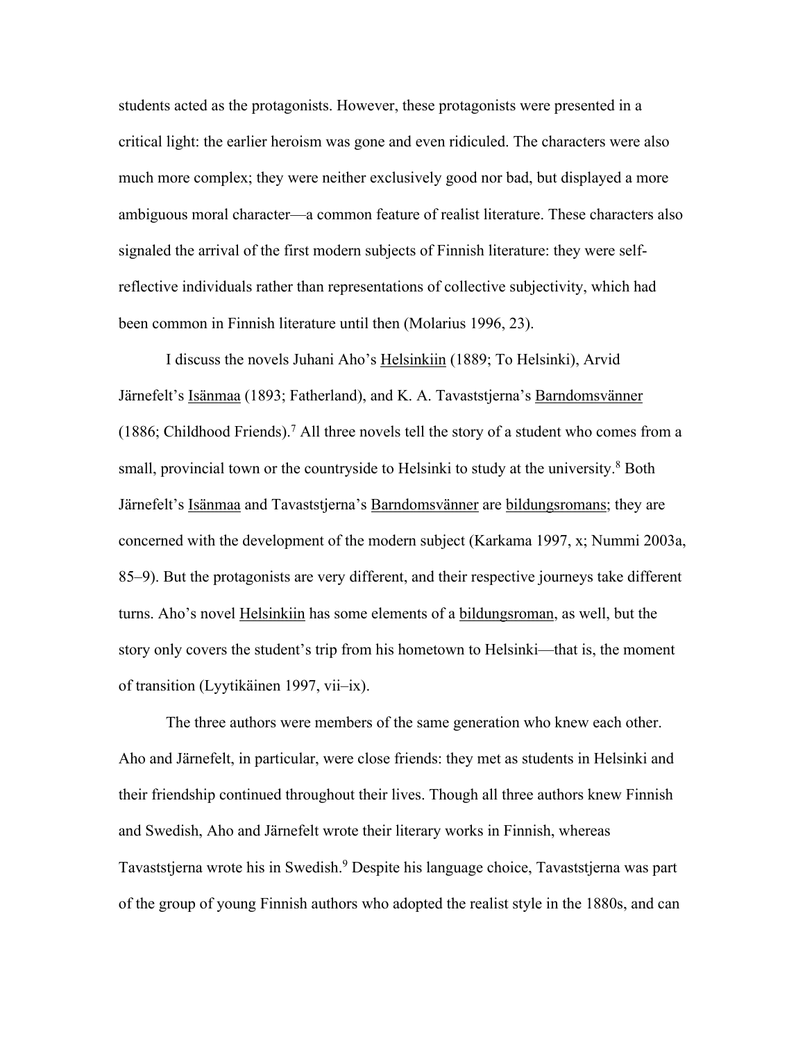students acted as the protagonists. However, these protagonists were presented in a critical light: the earlier heroism was gone and even ridiculed. The characters were also much more complex; they were neither exclusively good nor bad, but displayed a more ambiguous moral character—a common feature of realist literature. These characters also signaled the arrival of the first modern subjects of Finnish literature: they were self-reflective individuals rather than representations of collective subjectivity, which had been common in Finnish literature until then (Molarius 1996, 23).

I discuss the novels Juhani Aho's Helsinkiin (1889; To Helsinki), Arvid Järnefelt's Isänmaa (1893; Fatherland), and K. A. Tavaststjerna's Barndomsvänner (1886; Childhood Friends).[7] All three novels tell the story of a student who comes from a small, provincial town or the countryside to Helsinki to study at the university.[8] Both Järnefelt's Isänmaa and Tavaststjerna's Barndomsvänner are bildungsromans; they are concerned with the development of the modern subject (Karkama 1997, x; Nummi 2003a, 85–9). But the protagonists are very different, and their respective journeys take different turns. Aho's novel Helsinkiin has some elements of a bildungsroman, as well, but the story only covers the student's trip from his hometown to Helsinki—that is, the moment of transition (Lyytikäinen 1997, vii–ix).

The three authors were members of the same generation who knew each other. Aho and Järnefelt, in particular, were close friends: they met as students in Helsinki and their friendship continued throughout their lives. Though all three authors knew Finnish and Swedish, Aho and Järnefelt wrote their literary works in Finnish, whereas Tavaststjerna wrote his in Swedish.[9] Despite his language choice, Tavaststjerna was part of the group of young Finnish authors who adopted the realist style in the 1880s, and can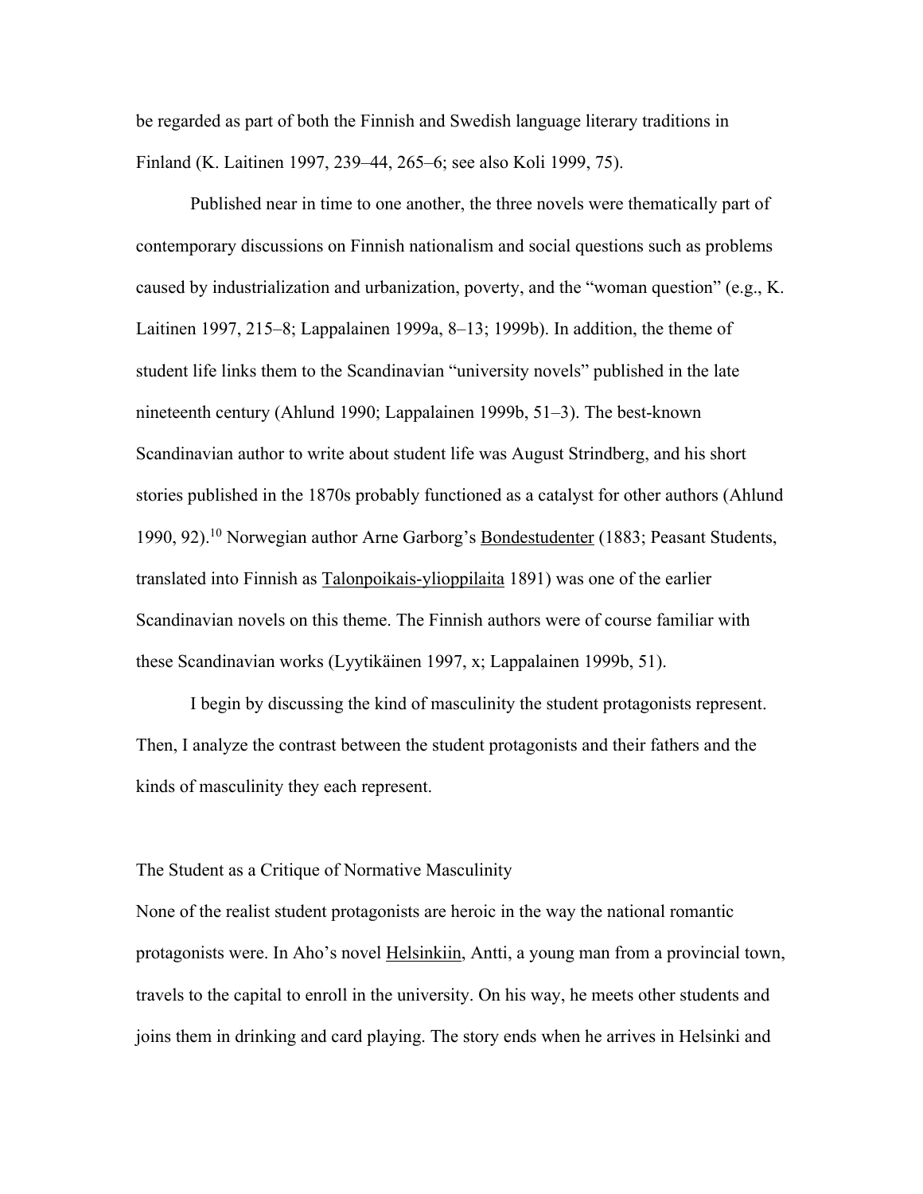be regarded as part of both the Finnish and Swedish language literary traditions in Finland (K. Laitinen 1997, 239–44, 265–6; see also Koli 1999, 75).

Published near in time to one another, the three novels were thematically part of contemporary discussions on Finnish nationalism and social questions such as problems caused by industrialization and urbanization, poverty, and the "woman question" (e.g., K. Laitinen 1997, 215–8; Lappalainen 1999a, 8–13; 1999b). In addition, the theme of student life links them to the Scandinavian "university novels" published in the late nineteenth century (Ahlund 1990; Lappalainen 1999b, 51–3). The best-known Scandinavian author to write about student life was August Strindberg, and his short stories published in the 1870s probably functioned as a catalyst for other authors (Ahlund 1990, 92).[10] Norwegian author Arne Garborg's Bondestudenter (1883; Peasant Students, translated into Finnish as Talonpoikais-ylioppilaita 1891) was one of the earlier Scandinavian novels on this theme. The Finnish authors were of course familiar with these Scandinavian works (Lyytikäinen 1997, x; Lappalainen 1999b, 51).

I begin by discussing the kind of masculinity the student protagonists represent. Then, I analyze the contrast between the student protagonists and their fathers and the kinds of masculinity they each represent.

## The Student as a Critique of Normative Masculinity

None of the realist student protagonists are heroic in the way the national romantic protagonists were. In Aho's novel Helsinkiin, Antti, a young man from a provincial town, travels to the capital to enroll in the university. On his way, he meets other students and joins them in drinking and card playing. The story ends when he arrives in Helsinki and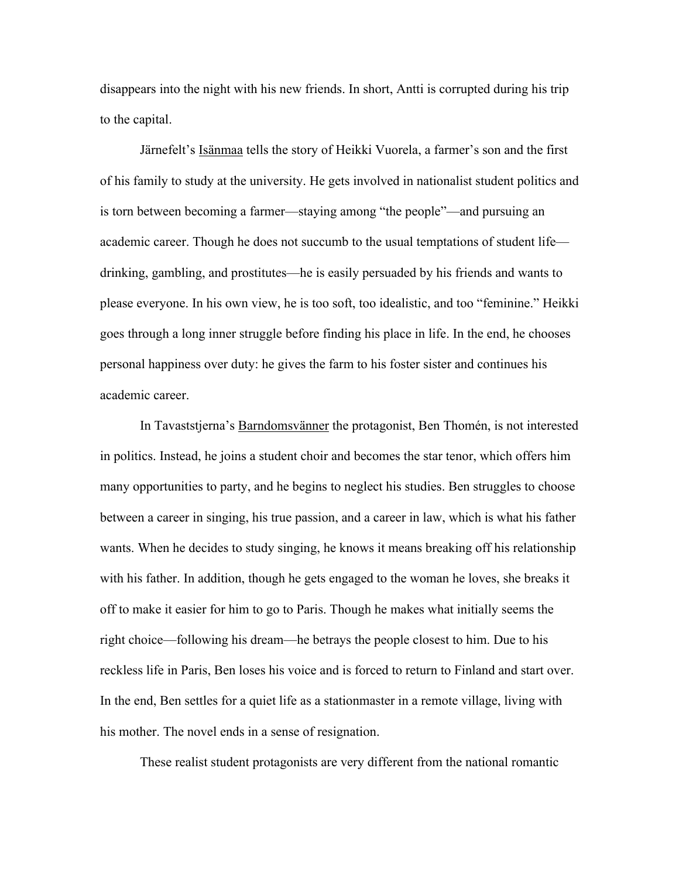disappears into the night with his new friends. In short, Antti is corrupted during his trip to the capital.

Järnefelt's Isänmaa tells the story of Heikki Vuorela, a farmer's son and the first of his family to study at the university. He gets involved in nationalist student politics and is torn between becoming a farmer—staying among "the people"—and pursuing an academic career. Though he does not succumb to the usual temptations of student life—drinking, gambling, and prostitutes—he is easily persuaded by his friends and wants to please everyone. In his own view, he is too soft, too idealistic, and too "feminine." Heikki goes through a long inner struggle before finding his place in life. In the end, he chooses personal happiness over duty: he gives the farm to his foster sister and continues his academic career.

In Tavaststjerna's Barndomsvänner the protagonist, Ben Thomén, is not interested in politics. Instead, he joins a student choir and becomes the star tenor, which offers him many opportunities to party, and he begins to neglect his studies. Ben struggles to choose between a career in singing, his true passion, and a career in law, which is what his father wants. When he decides to study singing, he knows it means breaking off his relationship with his father. In addition, though he gets engaged to the woman he loves, she breaks it off to make it easier for him to go to Paris. Though he makes what initially seems the right choice—following his dream—he betrays the people closest to him. Due to his reckless life in Paris, Ben loses his voice and is forced to return to Finland and start over. In the end, Ben settles for a quiet life as a stationmaster in a remote village, living with his mother. The novel ends in a sense of resignation.

These realist student protagonists are very different from the national romantic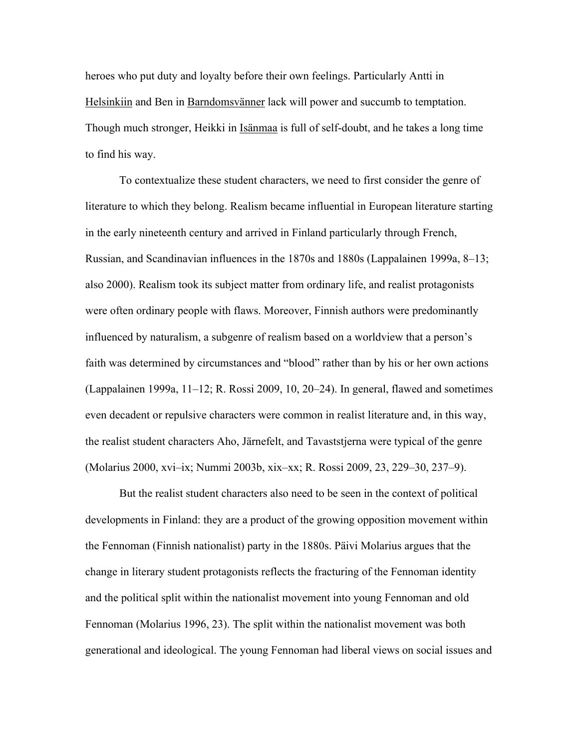heroes who put duty and loyalty before their own feelings. Particularly Antti in Helsinkiin and Ben in Barndomsvänner lack will power and succumb to temptation. Though much stronger, Heikki in Isänmaa is full of self-doubt, and he takes a long time to find his way.

To contextualize these student characters, we need to first consider the genre of literature to which they belong. Realism became influential in European literature starting in the early nineteenth century and arrived in Finland particularly through French, Russian, and Scandinavian influences in the 1870s and 1880s (Lappalainen 1999a, 8–13; also 2000). Realism took its subject matter from ordinary life, and realist protagonists were often ordinary people with flaws. Moreover, Finnish authors were predominantly influenced by naturalism, a subgenre of realism based on a worldview that a person's faith was determined by circumstances and "blood" rather than by his or her own actions (Lappalainen 1999a, 11–12; R. Rossi 2009, 10, 20–24). In general, flawed and sometimes even decadent or repulsive characters were common in realist literature and, in this way, the realist student characters Aho, Järnefelt, and Tavaststjerna were typical of the genre (Molarius 2000, xvi–ix; Nummi 2003b, xix–xx; R. Rossi 2009, 23, 229–30, 237–9).

But the realist student characters also need to be seen in the context of political developments in Finland: they are a product of the growing opposition movement within the Fennoman (Finnish nationalist) party in the 1880s. Päivi Molarius argues that the change in literary student protagonists reflects the fracturing of the Fennoman identity and the political split within the nationalist movement into young Fennoman and old Fennoman (Molarius 1996, 23). The split within the nationalist movement was both generational and ideological. The young Fennoman had liberal views on social issues and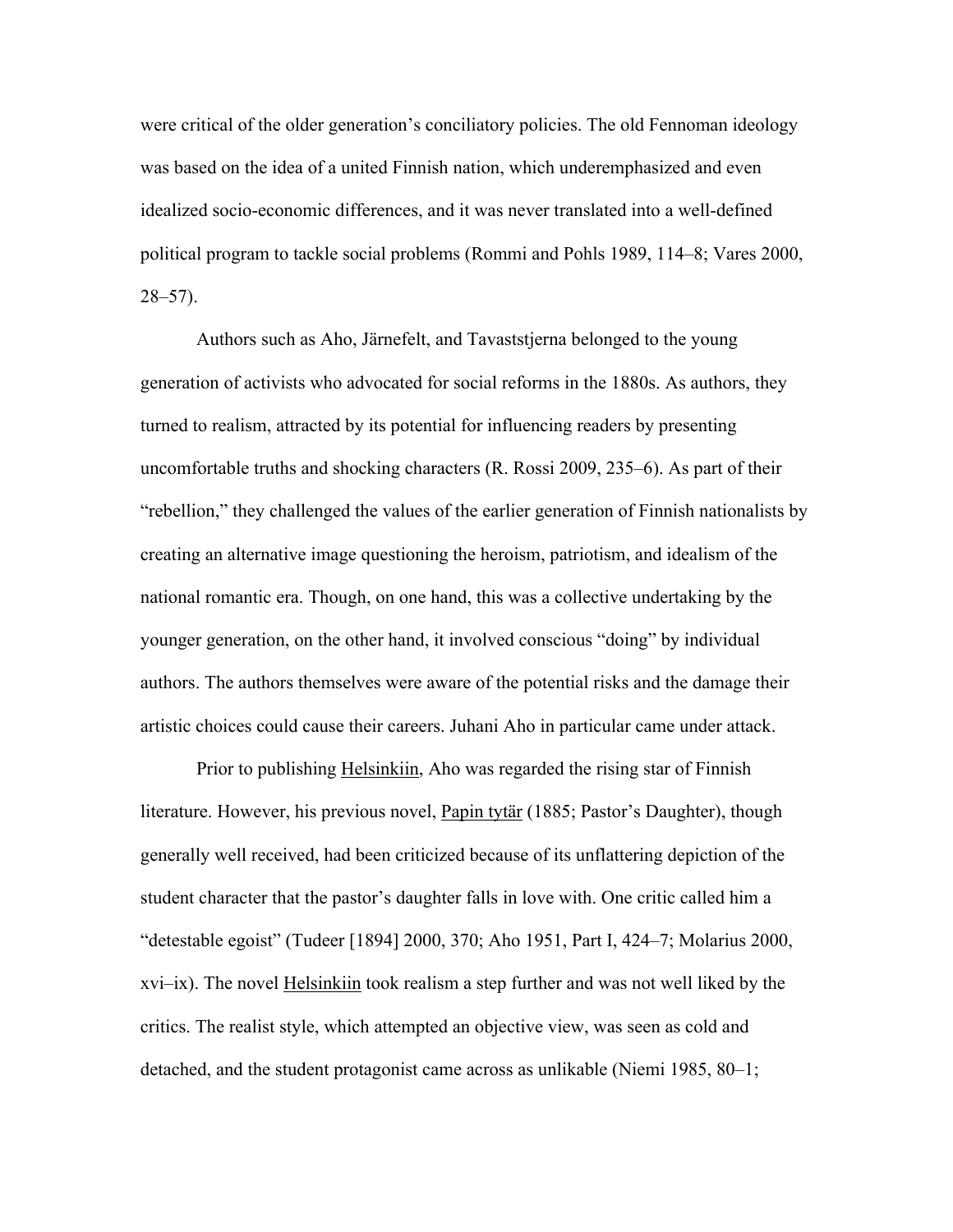were critical of the older generation's conciliatory policies. The old Fennoman ideology was based on the idea of a united Finnish nation, which underemphasized and even idealized socio-economic differences, and it was never translated into a well-defined political program to tackle social problems (Rommi and Pohls 1989, 114–8; Vares 2000, 28–57).

Authors such as Aho, Järnefelt, and Tavaststjerna belonged to the young generation of activists who advocated for social reforms in the 1880s. As authors, they turned to realism, attracted by its potential for influencing readers by presenting uncomfortable truths and shocking characters (R. Rossi 2009, 235–6). As part of their "rebellion," they challenged the values of the earlier generation of Finnish nationalists by creating an alternative image questioning the heroism, patriotism, and idealism of the national romantic era. Though, on one hand, this was a collective undertaking by the younger generation, on the other hand, it involved conscious "doing" by individual authors. The authors themselves were aware of the potential risks and the damage their artistic choices could cause their careers. Juhani Aho in particular came under attack.

Prior to publishing Helsinkiin, Aho was regarded the rising star of Finnish literature. However, his previous novel, Papin tytär (1885; Pastor's Daughter), though generally well received, had been criticized because of its unflattering depiction of the student character that the pastor's daughter falls in love with. One critic called him a "detestable egoist" (Tudeer [1894] 2000, 370; Aho 1951, Part I, 424–7; Molarius 2000, xvi–ix). The novel Helsinkiin took realism a step further and was not well liked by the critics. The realist style, which attempted an objective view, was seen as cold and detached, and the student protagonist came across as unlikable (Niemi 1985, 80–1;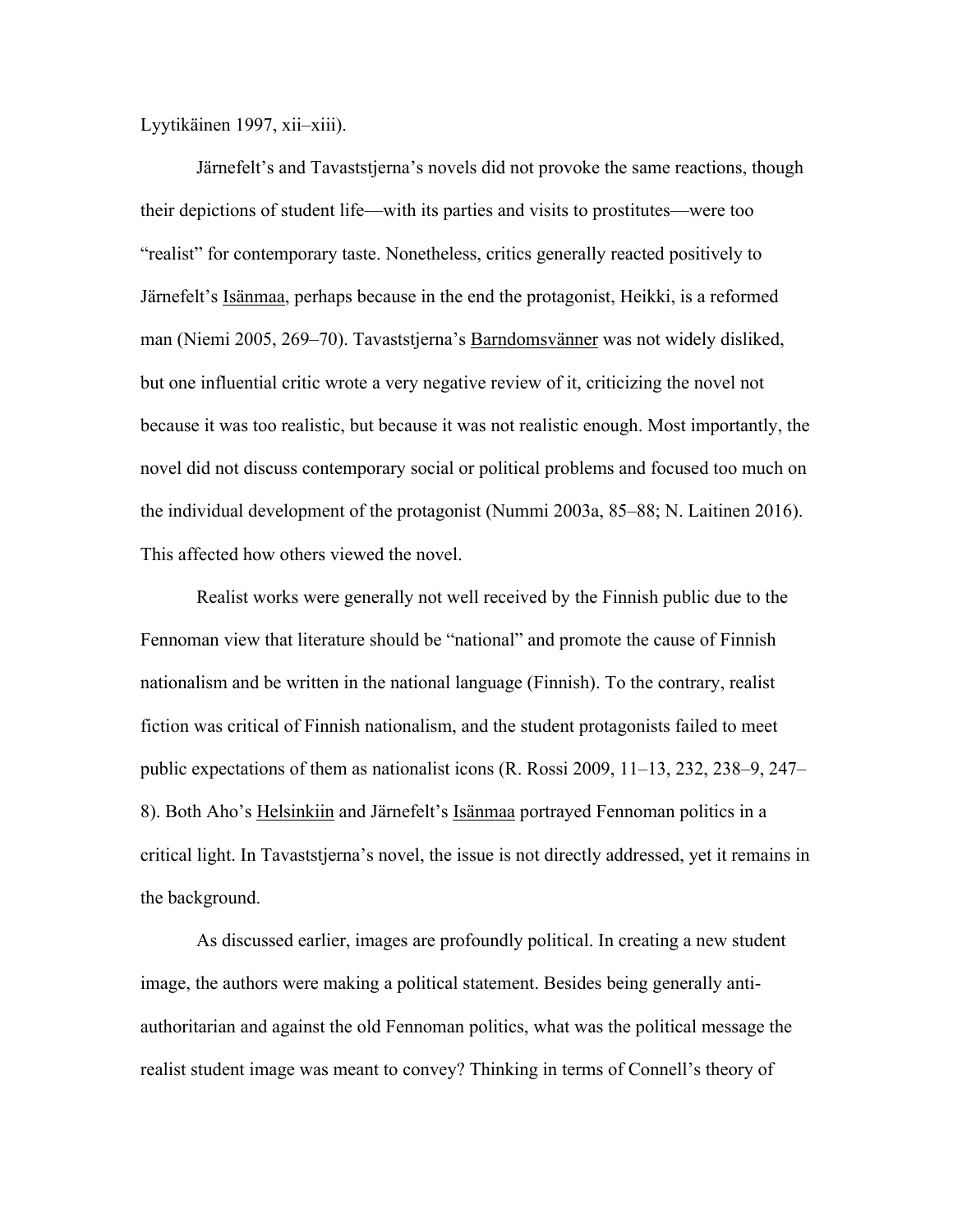Lyytikäinen 1997, xii–xiii).

Järnefelt's and Tavaststjerna's novels did not provoke the same reactions, though their depictions of student life—with its parties and visits to prostitutes—were too "realist" for contemporary taste. Nonetheless, critics generally reacted positively to Järnefelt's Isänmaa, perhaps because in the end the protagonist, Heikki, is a reformed man (Niemi 2005, 269–70). Tavaststjerna's Barndomsvänner was not widely disliked, but one influential critic wrote a very negative review of it, criticizing the novel not because it was too realistic, but because it was not realistic enough. Most importantly, the novel did not discuss contemporary social or political problems and focused too much on the individual development of the protagonist (Nummi 2003a, 85–88; N. Laitinen 2016). This affected how others viewed the novel.

Realist works were generally not well received by the Finnish public due to the Fennoman view that literature should be "national" and promote the cause of Finnish nationalism and be written in the national language (Finnish). To the contrary, realist fiction was critical of Finnish nationalism, and the student protagonists failed to meet public expectations of them as nationalist icons (R. Rossi 2009, 11–13, 232, 238–9, 247–8). Both Aho's Helsinkiin and Järnefelt's Isänmaa portrayed Fennoman politics in a critical light. In Tavaststjerna's novel, the issue is not directly addressed, yet it remains in the background.

As discussed earlier, images are profoundly political. In creating a new student image, the authors were making a political statement. Besides being generally anti-authoritarian and against the old Fennoman politics, what was the political message the realist student image was meant to convey? Thinking in terms of Connell's theory of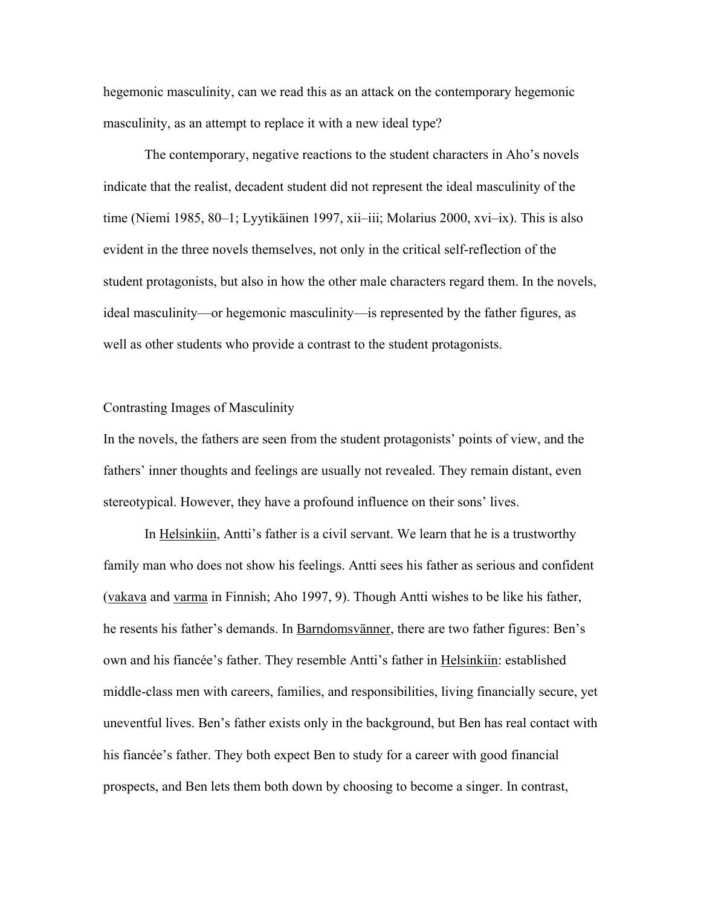hegemonic masculinity, can we read this as an attack on the contemporary hegemonic masculinity, as an attempt to replace it with a new ideal type?

The contemporary, negative reactions to the student characters in Aho's novels indicate that the realist, decadent student did not represent the ideal masculinity of the time (Niemi 1985, 80–1; Lyytikäinen 1997, xii–iii; Molarius 2000, xvi–ix). This is also evident in the three novels themselves, not only in the critical self-reflection of the student protagonists, but also in how the other male characters regard them. In the novels, ideal masculinity—or hegemonic masculinity—is represented by the father figures, as well as other students who provide a contrast to the student protagonists.

## Contrasting Images of Masculinity

In the novels, the fathers are seen from the student protagonists' points of view, and the fathers' inner thoughts and feelings are usually not revealed. They remain distant, even stereotypical. However, they have a profound influence on their sons' lives.

In Helsinkiin, Antti's father is a civil servant. We learn that he is a trustworthy family man who does not show his feelings. Antti sees his father as serious and confident (vakava and varma in Finnish; Aho 1997, 9). Though Antti wishes to be like his father, he resents his father's demands. In Barndomsvänner, there are two father figures: Ben's own and his fiancée's father. They resemble Antti's father in Helsinkiin: established middle-class men with careers, families, and responsibilities, living financially secure, yet uneventful lives. Ben's father exists only in the background, but Ben has real contact with his fiancée's father. They both expect Ben to study for a career with good financial prospects, and Ben lets them both down by choosing to become a singer. In contrast,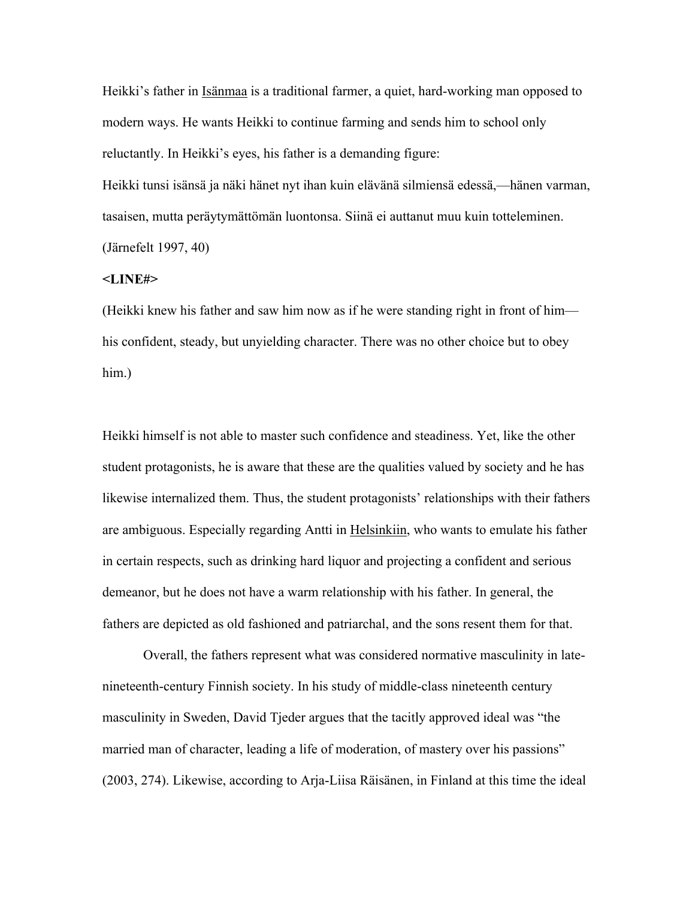Heikki's father in <u>Isänmaa</u> is a traditional farmer, a quiet, hard-working man opposed to modern ways. He wants Heikki to continue farming and sends him to school only reluctantly. In Heikki's eyes, his father is a demanding figure:

Heikki tunsi isänsä ja näki hänet nyt ihan kuin elävänä silmiensä edessä,—hänen varman, tasaisen, mutta peräytymättömän luontonsa. Siinä ei auttanut muu kuin totteleminen. (Järnefelt 1997, 40)

**<LINE#>**

(Heikki knew his father and saw him now as if he were standing right in front of him—his confident, steady, but unyielding character. There was no other choice but to obey him.)

Heikki himself is not able to master such confidence and steadiness. Yet, like the other student protagonists, he is aware that these are the qualities valued by society and he has likewise internalized them. Thus, the student protagonists' relationships with their fathers are ambiguous. Especially regarding Antti in <u>Helsinkiin</u>, who wants to emulate his father in certain respects, such as drinking hard liquor and projecting a confident and serious demeanor, but he does not have a warm relationship with his father. In general, the fathers are depicted as old fashioned and patriarchal, and the sons resent them for that.

Overall, the fathers represent what was considered normative masculinity in late-nineteenth-century Finnish society. In his study of middle-class nineteenth century masculinity in Sweden, David Tjeder argues that the tacitly approved ideal was "the married man of character, leading a life of moderation, of mastery over his passions" (2003, 274). Likewise, according to Arja-Liisa Räisänen, in Finland at this time the ideal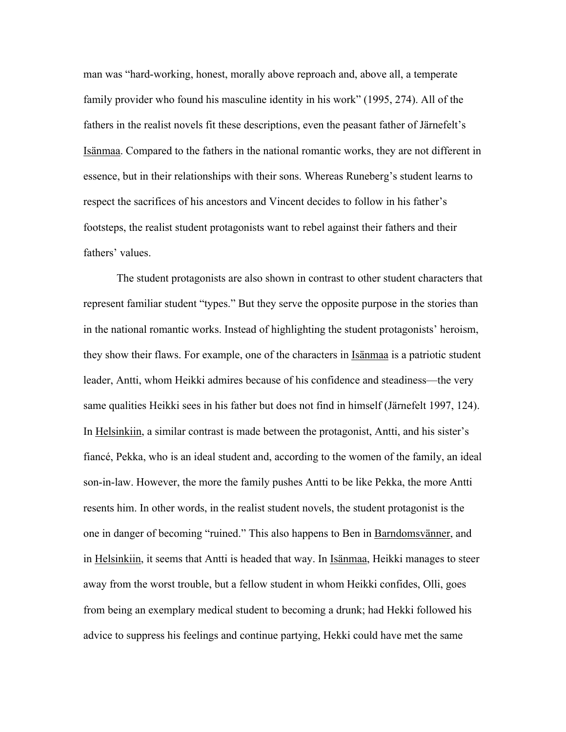man was "hard-working, honest, morally above reproach and, above all, a temperate family provider who found his masculine identity in his work" (1995, 274). All of the fathers in the realist novels fit these descriptions, even the peasant father of Järnefelt's Isänmaa. Compared to the fathers in the national romantic works, they are not different in essence, but in their relationships with their sons. Whereas Runeberg's student learns to respect the sacrifices of his ancestors and Vincent decides to follow in his father's footsteps, the realist student protagonists want to rebel against their fathers and their fathers' values.

The student protagonists are also shown in contrast to other student characters that represent familiar student "types." But they serve the opposite purpose in the stories than in the national romantic works. Instead of highlighting the student protagonists' heroism, they show their flaws. For example, one of the characters in Isänmaa is a patriotic student leader, Antti, whom Heikki admires because of his confidence and steadiness—the very same qualities Heikki sees in his father but does not find in himself (Järnefelt 1997, 124). In Helsinkiin, a similar contrast is made between the protagonist, Antti, and his sister's fiancé, Pekka, who is an ideal student and, according to the women of the family, an ideal son-in-law. However, the more the family pushes Antti to be like Pekka, the more Antti resents him. In other words, in the realist student novels, the student protagonist is the one in danger of becoming "ruined." This also happens to Ben in Barndomsvänner, and in Helsinkiin, it seems that Antti is headed that way. In Isänmaa, Heikki manages to steer away from the worst trouble, but a fellow student in whom Heikki confides, Olli, goes from being an exemplary medical student to becoming a drunk; had Hekki followed his advice to suppress his feelings and continue partying, Hekki could have met the same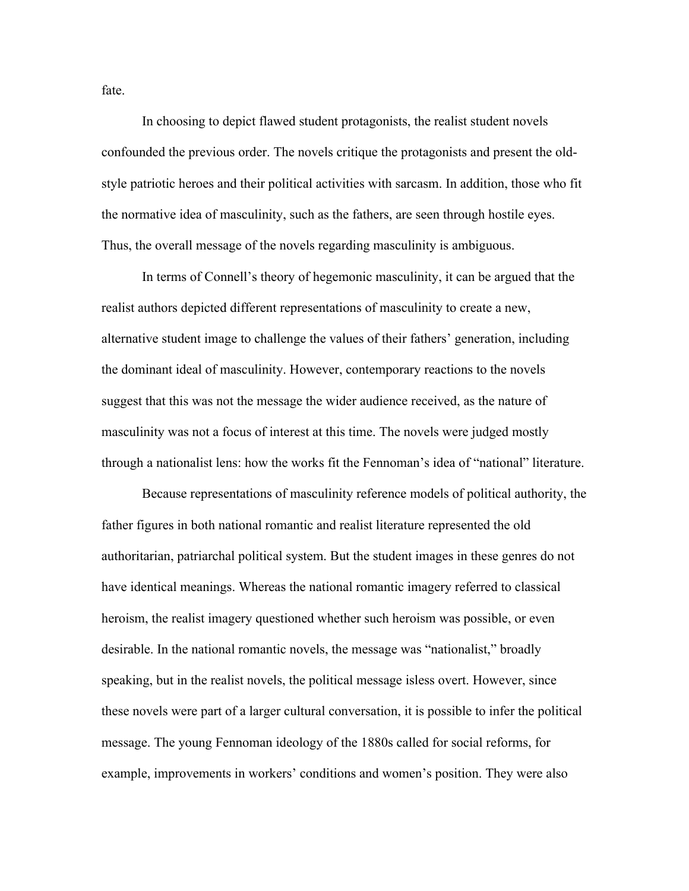fate.

In choosing to depict flawed student protagonists, the realist student novels confounded the previous order. The novels critique the protagonists and present the old-style patriotic heroes and their political activities with sarcasm. In addition, those who fit the normative idea of masculinity, such as the fathers, are seen through hostile eyes. Thus, the overall message of the novels regarding masculinity is ambiguous.

In terms of Connell's theory of hegemonic masculinity, it can be argued that the realist authors depicted different representations of masculinity to create a new, alternative student image to challenge the values of their fathers' generation, including the dominant ideal of masculinity. However, contemporary reactions to the novels suggest that this was not the message the wider audience received, as the nature of masculinity was not a focus of interest at this time. The novels were judged mostly through a nationalist lens: how the works fit the Fennoman's idea of "national" literature.

Because representations of masculinity reference models of political authority, the father figures in both national romantic and realist literature represented the old authoritarian, patriarchal political system. But the student images in these genres do not have identical meanings. Whereas the national romantic imagery referred to classical heroism, the realist imagery questioned whether such heroism was possible, or even desirable. In the national romantic novels, the message was "nationalist," broadly speaking, but in the realist novels, the political message isless overt. However, since these novels were part of a larger cultural conversation, it is possible to infer the political message. The young Fennoman ideology of the 1880s called for social reforms, for example, improvements in workers' conditions and women's position. They were also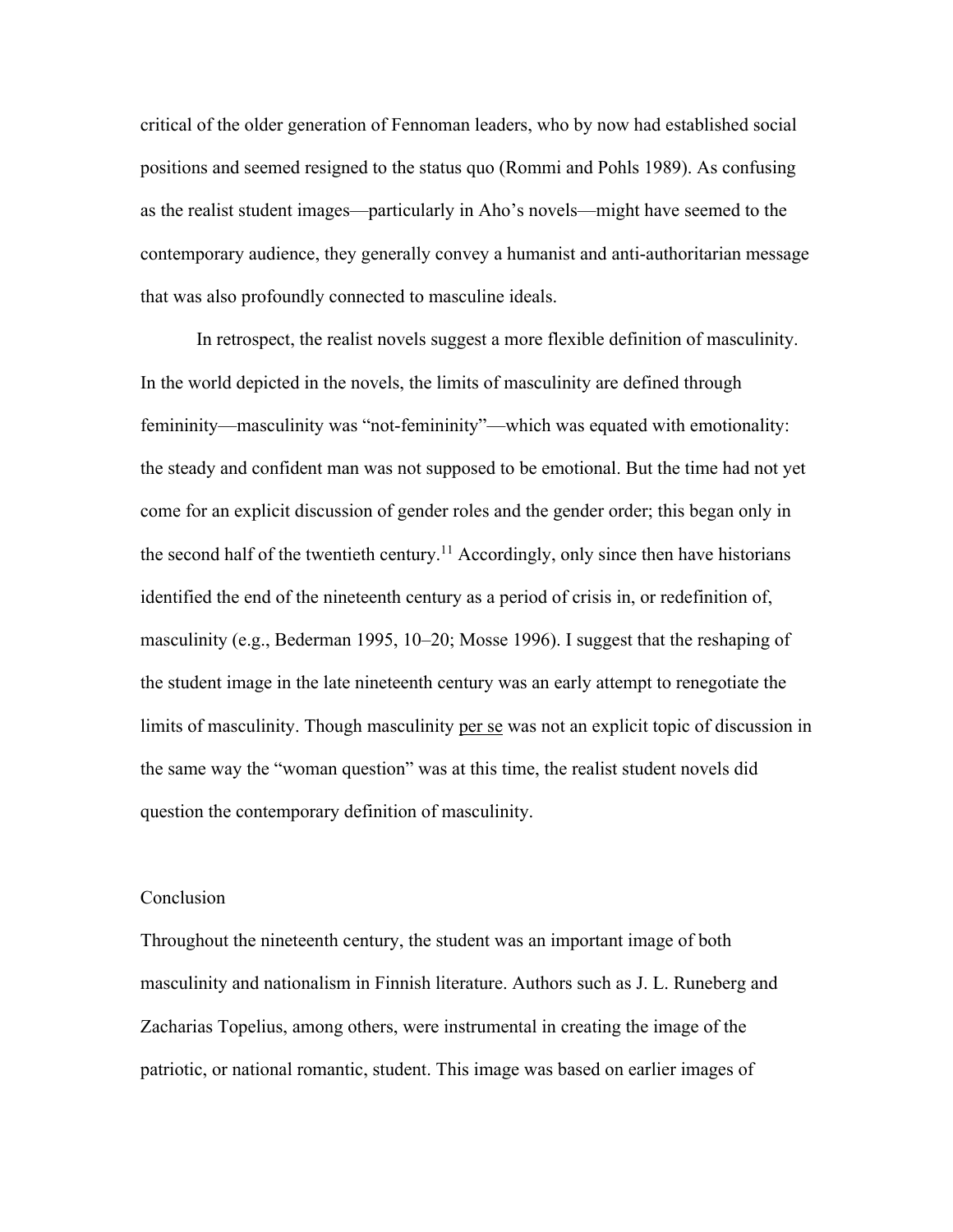critical of the older generation of Fennoman leaders, who by now had established social positions and seemed resigned to the status quo (Rommi and Pohls 1989). As confusing as the realist student images—particularly in Aho's novels—might have seemed to the contemporary audience, they generally convey a humanist and anti-authoritarian message that was also profoundly connected to masculine ideals.

In retrospect, the realist novels suggest a more flexible definition of masculinity. In the world depicted in the novels, the limits of masculinity are defined through femininity—masculinity was "not-femininity"—which was equated with emotionality: the steady and confident man was not supposed to be emotional. But the time had not yet come for an explicit discussion of gender roles and the gender order; this began only in the second half of the twentieth century.[11] Accordingly, only since then have historians identified the end of the nineteenth century as a period of crisis in, or redefinition of, masculinity (e.g., Bederman 1995, 10–20; Mosse 1996). I suggest that the reshaping of the student image in the late nineteenth century was an early attempt to renegotiate the limits of masculinity. Though masculinity per se was not an explicit topic of discussion in the same way the "woman question" was at this time, the realist student novels did question the contemporary definition of masculinity.

## Conclusion

Throughout the nineteenth century, the student was an important image of both masculinity and nationalism in Finnish literature. Authors such as J. L. Runeberg and Zacharias Topelius, among others, were instrumental in creating the image of the patriotic, or national romantic, student. This image was based on earlier images of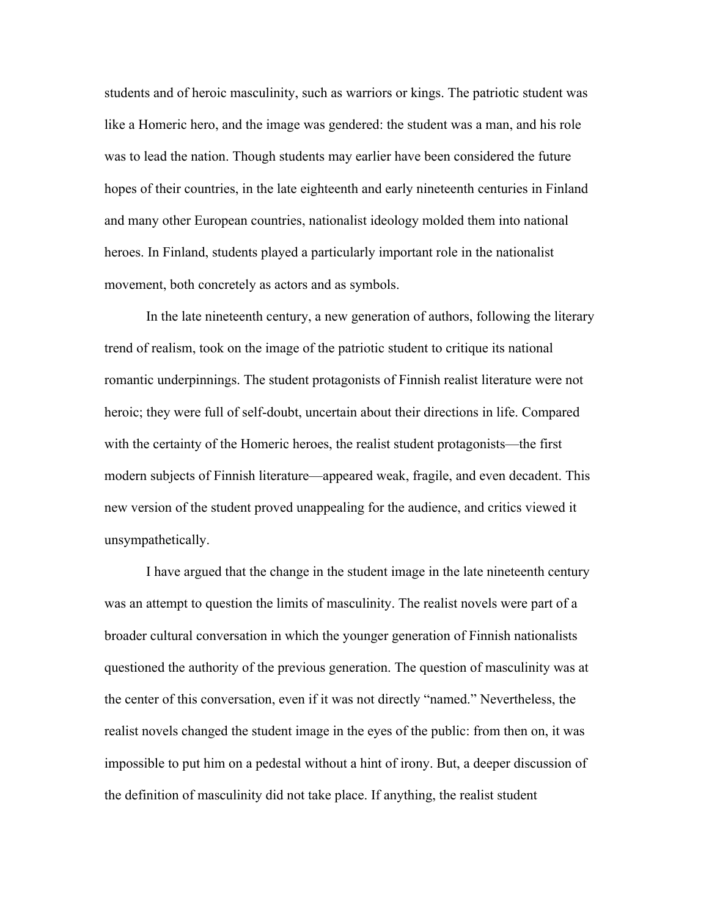students and of heroic masculinity, such as warriors or kings. The patriotic student was like a Homeric hero, and the image was gendered: the student was a man, and his role was to lead the nation. Though students may earlier have been considered the future hopes of their countries, in the late eighteenth and early nineteenth centuries in Finland and many other European countries, nationalist ideology molded them into national heroes. In Finland, students played a particularly important role in the nationalist movement, both concretely as actors and as symbols.

In the late nineteenth century, a new generation of authors, following the literary trend of realism, took on the image of the patriotic student to critique its national romantic underpinnings. The student protagonists of Finnish realist literature were not heroic; they were full of self-doubt, uncertain about their directions in life. Compared with the certainty of the Homeric heroes, the realist student protagonists—the first modern subjects of Finnish literature—appeared weak, fragile, and even decadent. This new version of the student proved unappealing for the audience, and critics viewed it unsympathetically.

I have argued that the change in the student image in the late nineteenth century was an attempt to question the limits of masculinity. The realist novels were part of a broader cultural conversation in which the younger generation of Finnish nationalists questioned the authority of the previous generation. The question of masculinity was at the center of this conversation, even if it was not directly "named." Nevertheless, the realist novels changed the student image in the eyes of the public: from then on, it was impossible to put him on a pedestal without a hint of irony. But, a deeper discussion of the definition of masculinity did not take place. If anything, the realist student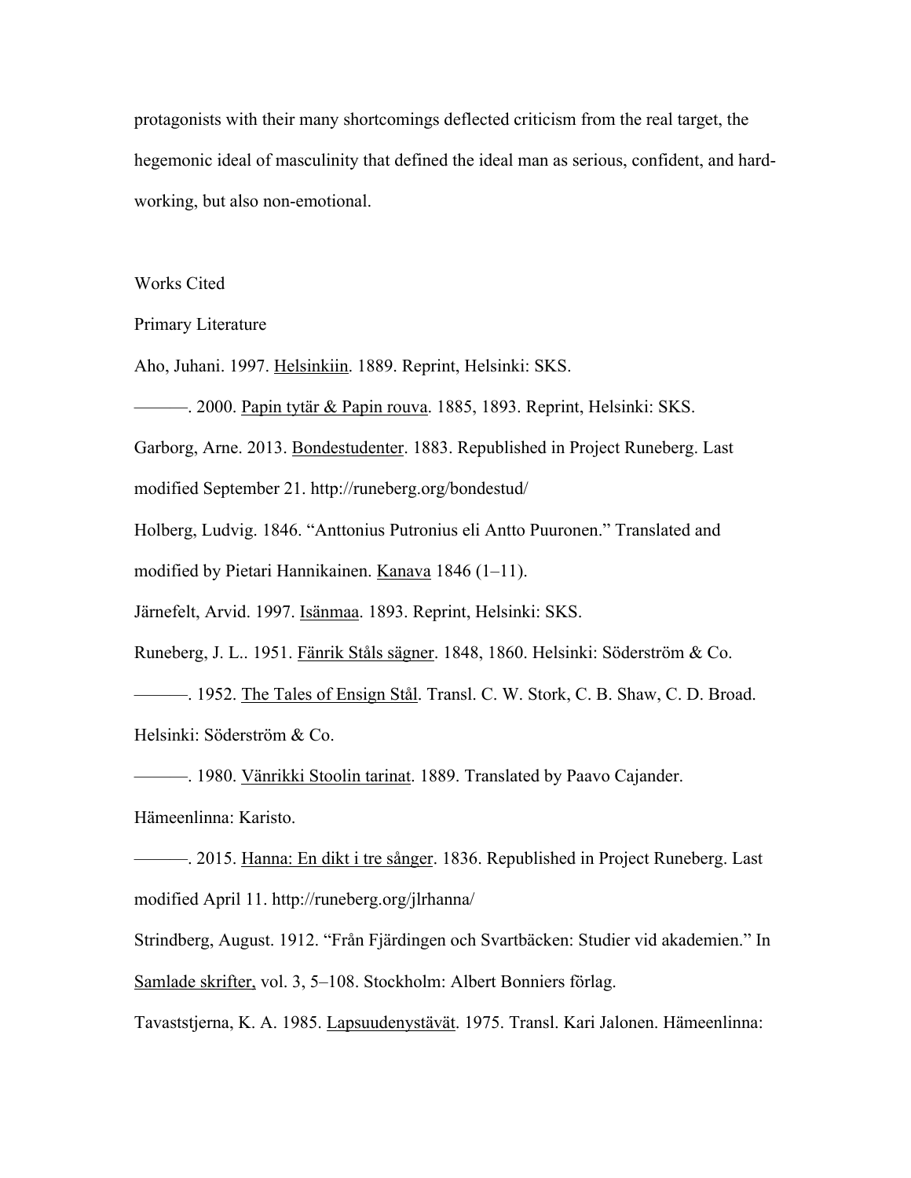protagonists with their many shortcomings deflected criticism from the real target, the hegemonic ideal of masculinity that defined the ideal man as serious, confident, and hard-working, but also non-emotional.

## Works Cited

### Primary Literature

Aho, Juhani. 1997. Helsinkiin. 1889. Reprint, Helsinki: SKS.

———. 2000. Papin tytär & Papin rouva. 1885, 1893. Reprint, Helsinki: SKS.

Garborg, Arne. 2013. Bondestudenter. 1883. Republished in Project Runeberg. Last modified September 21. http://runeberg.org/bondestud/

Holberg, Ludvig. 1846. "Anttonius Putronius eli Antto Puuronen." Translated and modified by Pietari Hannikainen. Kanava 1846 (1–11).

Järnefelt, Arvid. 1997. Isänmaa. 1893. Reprint, Helsinki: SKS.

Runeberg, J. L.. 1951. Fänrik Ståls sägner. 1848, 1860. Helsinki: Söderström & Co.

———. 1952. The Tales of Ensign Stål. Transl. C. W. Stork, C. B. Shaw, C. D. Broad. Helsinki: Söderström & Co.

———. 1980. Vänrikki Stoolin tarinat. 1889. Translated by Paavo Cajander. Hämeenlinna: Karisto.

———. 2015. Hanna: En dikt i tre sånger. 1836. Republished in Project Runeberg. Last modified April 11. http://runeberg.org/jlrhanna/

Strindberg, August. 1912. "Från Fjärdingen och Svartbäcken: Studier vid akademien." In Samlade skrifter, vol. 3, 5–108. Stockholm: Albert Bonniers förlag.

Tavaststjerna, K. A. 1985. Lapsuudenystävät. 1975. Transl. Kari Jalonen. Hämeenlinna: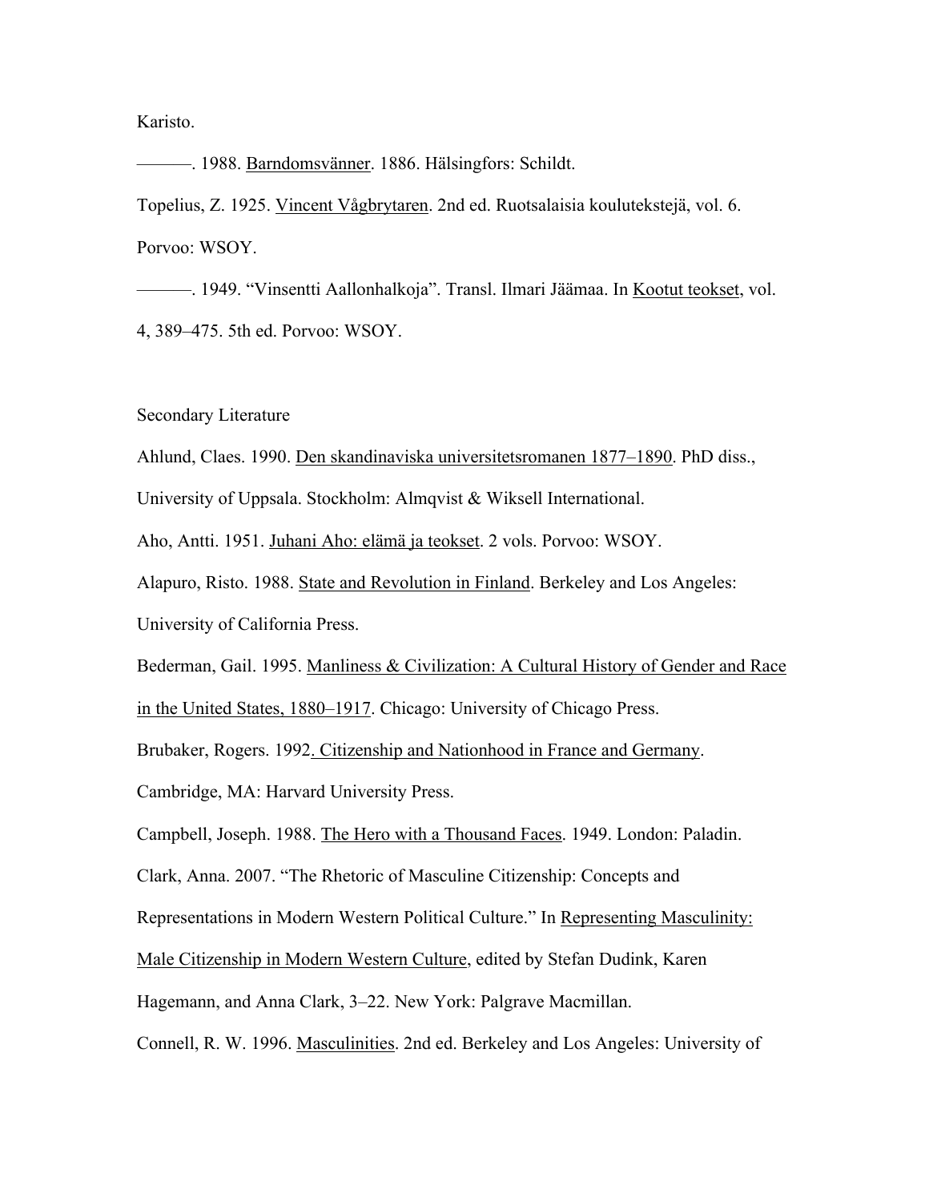Karisto.

———. 1988. Barndomsvänner. 1886. Hälsingfors: Schildt.

Topelius, Z. 1925. Vincent Vågbrytaren. 2nd ed. Ruotsalaisia koulutekstejä, vol. 6. Porvoo: WSOY.

———. 1949. "Vinsentti Aallonhalkoja". Transl. Ilmari Jäämaa. In Kootut teokset, vol. 4, 389–475. 5th ed. Porvoo: WSOY.

Secondary Literature

Ahlund, Claes. 1990. Den skandinaviska universitetsromanen 1877–1890. PhD diss., University of Uppsala. Stockholm: Almqvist & Wiksell International.

Aho, Antti. 1951. Juhani Aho: elämä ja teokset. 2 vols. Porvoo: WSOY.

Alapuro, Risto. 1988. State and Revolution in Finland. Berkeley and Los Angeles: University of California Press.

Bederman, Gail. 1995. Manliness & Civilization: A Cultural History of Gender and Race in the United States, 1880–1917. Chicago: University of Chicago Press.

Brubaker, Rogers. 1992. Citizenship and Nationhood in France and Germany. Cambridge, MA: Harvard University Press.

Campbell, Joseph. 1988. The Hero with a Thousand Faces. 1949. London: Paladin.

Clark, Anna. 2007. "The Rhetoric of Masculine Citizenship: Concepts and Representations in Modern Western Political Culture." In Representing Masculinity: Male Citizenship in Modern Western Culture, edited by Stefan Dudink, Karen Hagemann, and Anna Clark, 3–22. New York: Palgrave Macmillan.

Connell, R. W. 1996. Masculinities. 2nd ed. Berkeley and Los Angeles: University of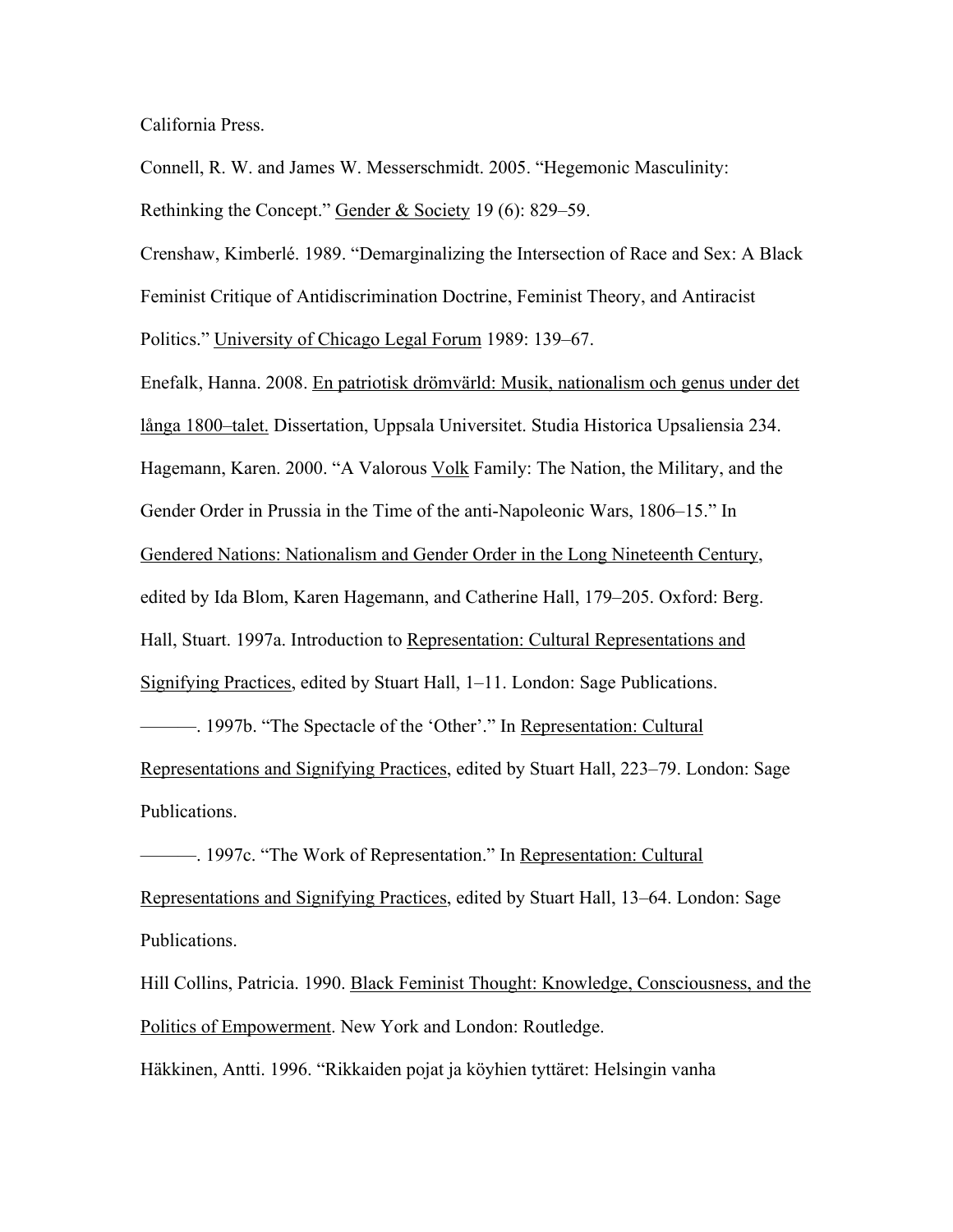California Press.

Connell, R. W. and James W. Messerschmidt. 2005. "Hegemonic Masculinity: Rethinking the Concept." Gender & Society 19 (6): 829–59.

Crenshaw, Kimberlé. 1989. "Demarginalizing the Intersection of Race and Sex: A Black Feminist Critique of Antidiscrimination Doctrine, Feminist Theory, and Antiracist Politics." University of Chicago Legal Forum 1989: 139–67.

Enefalk, Hanna. 2008. En patriotisk drömvärld: Musik, nationalism och genus under det långa 1800–talet. Dissertation, Uppsala Universitet. Studia Historica Upsaliensia 234.

Hagemann, Karen. 2000. "A Valorous Volk Family: The Nation, the Military, and the Gender Order in Prussia in the Time of the anti-Napoleonic Wars, 1806–15." In Gendered Nations: Nationalism and Gender Order in the Long Nineteenth Century, edited by Ida Blom, Karen Hagemann, and Catherine Hall, 179–205. Oxford: Berg.

Hall, Stuart. 1997a. Introduction to Representation: Cultural Representations and Signifying Practices, edited by Stuart Hall, 1–11. London: Sage Publications.

———. 1997b. "The Spectacle of the 'Other'." In Representation: Cultural Representations and Signifying Practices, edited by Stuart Hall, 223–79. London: Sage Publications.

———. 1997c. "The Work of Representation." In Representation: Cultural Representations and Signifying Practices, edited by Stuart Hall, 13–64. London: Sage Publications.

Hill Collins, Patricia. 1990. Black Feminist Thought: Knowledge, Consciousness, and the Politics of Empowerment. New York and London: Routledge.

Häkkinen, Antti. 1996. "Rikkaiden pojat ja köyhien tyttäret: Helsingin vanha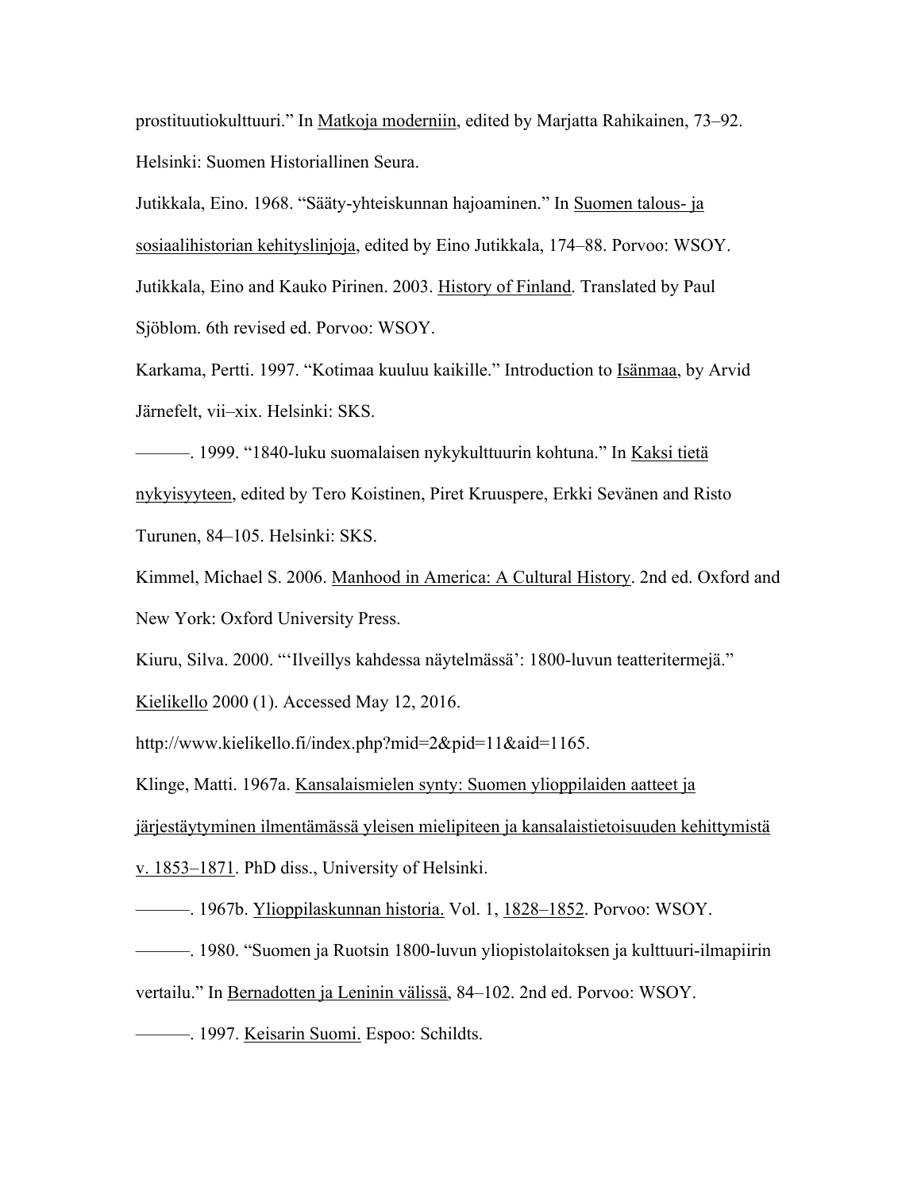prostituutiokulttuuri." In Matkoja moderniin, edited by Marjatta Rahikainen, 73–92. Helsinki: Suomen Historiallinen Seura.

Jutikkala, Eino. 1968. "Sääty-yhteiskunnan hajoaminen." In Suomen talous- ja sosiaalihistorian kehityslinjoja, edited by Eino Jutikkala, 174–88. Porvoo: WSOY.

Jutikkala, Eino and Kauko Pirinen. 2003. History of Finland. Translated by Paul Sjöblom. 6th revised ed. Porvoo: WSOY.

Karkama, Pertti. 1997. "Kotimaa kuuluu kaikille." Introduction to Isänmaa, by Arvid Järnefelt, vii–xix. Helsinki: SKS.

———. 1999. "1840-luku suomalaisen nykykulttuurin kohtuna." In Kaksi tietä nykyisyyteen, edited by Tero Koistinen, Piret Kruuspere, Erkki Sevänen and Risto Turunen, 84–105. Helsinki: SKS.

Kimmel, Michael S. 2006. Manhood in America: A Cultural History. 2nd ed. Oxford and New York: Oxford University Press.

Kiuru, Silva. 2000. "'Ilveillys kahdessa näytelmässä': 1800-luvun teatteritermejä." Kielikello 2000 (1). Accessed May 12, 2016. http://www.kielikello.fi/index.php?mid=2&pid=11&aid=1165.

Klinge, Matti. 1967a. Kansalaismielen synty: Suomen ylioppilaiden aatteet ja järjestäytyminen ilmentämässä yleisen mielipiteen ja kansalaistietoisuuden kehittymistä v. 1853–1871. PhD diss., University of Helsinki.

———. 1967b. Ylioppilaskunnan historia. Vol. 1, 1828–1852. Porvoo: WSOY.

———. 1980. "Suomen ja Ruotsin 1800-luvun yliopistolaitoksen ja kulttuuri-ilmapiirin vertailu." In Bernadotten ja Leninin välissä, 84–102. 2nd ed. Porvoo: WSOY.

———. 1997. Keisarin Suomi. Espoo: Schildts.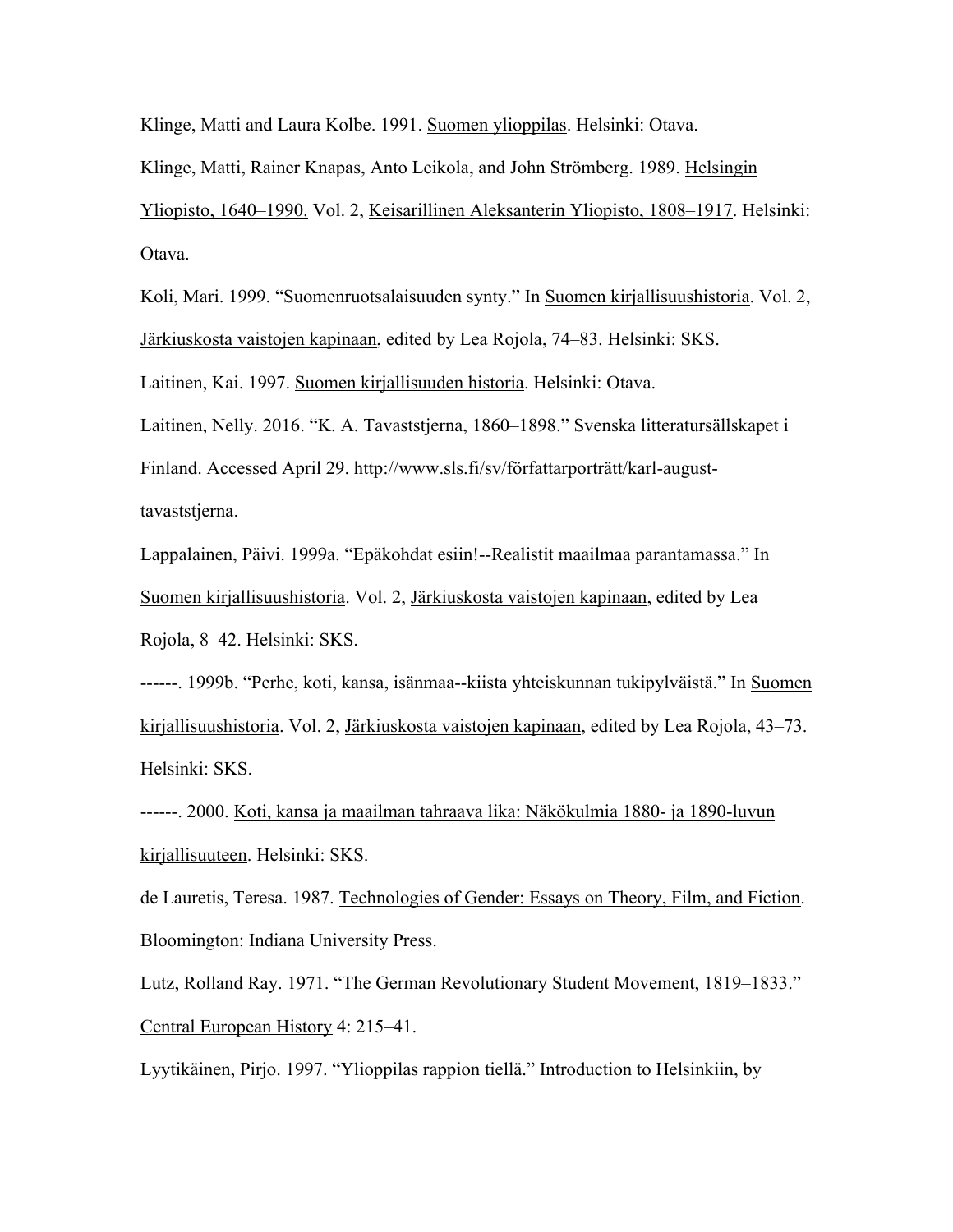Klinge, Matti and Laura Kolbe. 1991. Suomen ylioppilas. Helsinki: Otava.

Klinge, Matti, Rainer Knapas, Anto Leikola, and John Strömberg. 1989. Helsingin Yliopisto, 1640–1990. Vol. 2, Keisarillinen Aleksanterin Yliopisto, 1808–1917. Helsinki: Otava.

Koli, Mari. 1999. “Suomenruotsalaisuuden synty.” In Suomen kirjallisuushistoria. Vol. 2, Järkiuskosta vaistojen kapinaan, edited by Lea Rojola, 74–83. Helsinki: SKS.

Laitinen, Kai. 1997. Suomen kirjallisuuden historia. Helsinki: Otava.

Laitinen, Nelly. 2016. “K. A. Tavaststjerna, 1860–1898.” Svenska litteratursällskapet i Finland. Accessed April 29. http://www.sls.fi/sv/författarporträtt/karl-august-tavaststjerna.

Lappalainen, Päivi. 1999a. “Epäkohdat esiin!--Realistit maailmaa parantamassa.” In Suomen kirjallisuushistoria. Vol. 2, Järkiuskosta vaistojen kapinaan, edited by Lea Rojola, 8–42. Helsinki: SKS.

------. 1999b. “Perhe, koti, kansa, isänmaa--kiista yhteiskunnan tukipylväistä.” In Suomen kirjallisuushistoria. Vol. 2, Järkiuskosta vaistojen kapinaan, edited by Lea Rojola, 43–73. Helsinki: SKS.

------. 2000. Koti, kansa ja maailman tahraava lika: Näkökulmia 1880- ja 1890-luvun kirjallisuuteen. Helsinki: SKS.

de Lauretis, Teresa. 1987. Technologies of Gender: Essays on Theory, Film, and Fiction. Bloomington: Indiana University Press.

Lutz, Rolland Ray. 1971. “The German Revolutionary Student Movement, 1819–1833.” Central European History 4: 215–41.

Lyytikäinen, Pirjo. 1997. “Ylioppilas rappion tiellä.” Introduction to Helsinkiin, by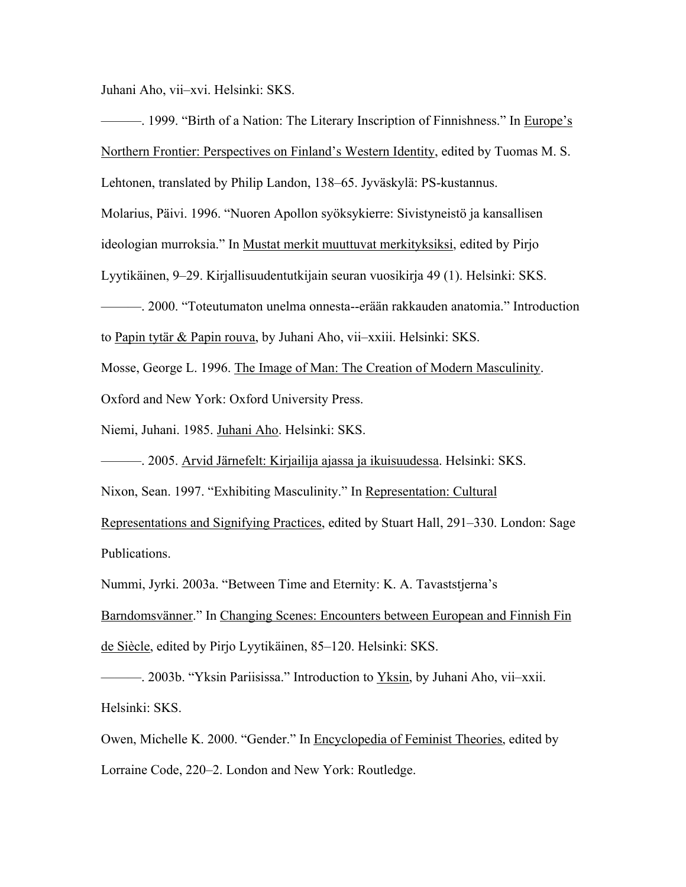Juhani Aho, vii–xvi. Helsinki: SKS.

———. 1999. “Birth of a Nation: The Literary Inscription of Finnishness.” In Europe’s Northern Frontier: Perspectives on Finland’s Western Identity, edited by Tuomas M. S. Lehtonen, translated by Philip Landon, 138–65. Jyväskylä: PS-kustannus.

Molarius, Päivi. 1996. “Nuoren Apollon syöksykierre: Sivistyneistö ja kansallisen ideologian murroksia.” In Mustat merkit muuttuvat merkityksiksi, edited by Pirjo Lyytikäinen, 9–29. Kirjallisuudentutkijain seuran vuosikirja 49 (1). Helsinki: SKS.

———. 2000. “Toteutumaton unelma onnesta--erään rakkauden anatomia.” Introduction to Papin tytär & Papin rouva, by Juhani Aho, vii–xxiii. Helsinki: SKS.

Mosse, George L. 1996. The Image of Man: The Creation of Modern Masculinity. Oxford and New York: Oxford University Press.

Niemi, Juhani. 1985. Juhani Aho. Helsinki: SKS.

———. 2005. Arvid Järnefelt: Kirjailija ajassa ja ikuisuudessa. Helsinki: SKS.

Nixon, Sean. 1997. “Exhibiting Masculinity.” In Representation: Cultural Representations and Signifying Practices, edited by Stuart Hall, 291–330. London: Sage Publications.

Nummi, Jyrki. 2003a. “Between Time and Eternity: K. A. Tavaststjerna’s Barndomsvänner.” In Changing Scenes: Encounters between European and Finnish Fin de Siècle, edited by Pirjo Lyytikäinen, 85–120. Helsinki: SKS.

———. 2003b. “Yksin Pariisissa.” Introduction to Yksin, by Juhani Aho, vii–xxii. Helsinki: SKS.

Owen, Michelle K. 2000. “Gender.” In Encyclopedia of Feminist Theories, edited by Lorraine Code, 220–2. London and New York: Routledge.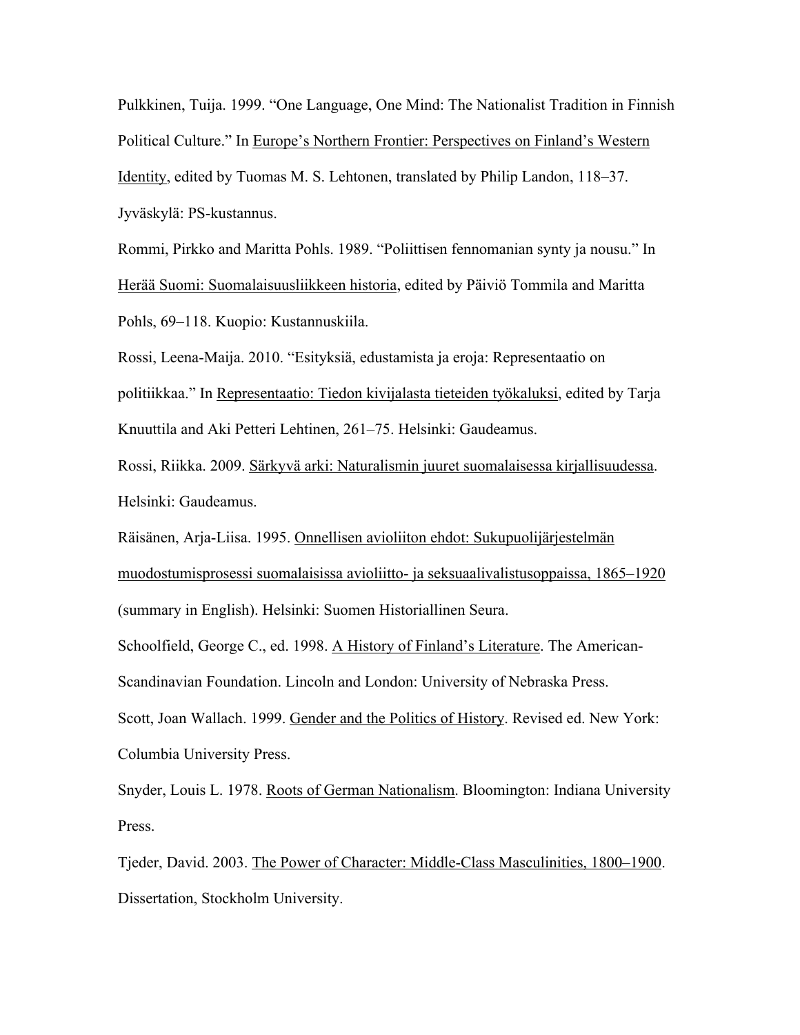Pulkkinen, Tuija. 1999. "One Language, One Mind: The Nationalist Tradition in Finnish Political Culture." In Europe's Northern Frontier: Perspectives on Finland's Western Identity, edited by Tuomas M. S. Lehtonen, translated by Philip Landon, 118–37. Jyväskylä: PS-kustannus.

Rommi, Pirkko and Maritta Pohls. 1989. "Poliittisen fennomanian synty ja nousu." In Herää Suomi: Suomalaisuusliikkeen historia, edited by Päiviö Tommila and Maritta Pohls, 69–118. Kuopio: Kustannuskiila.

Rossi, Leena-Maija. 2010. "Esityksiä, edustamista ja eroja: Representaatio on politiikkaa." In Representaatio: Tiedon kivijalasta tieteiden työkaluksi, edited by Tarja Knuuttila and Aki Petteri Lehtinen, 261–75. Helsinki: Gaudeamus.

Rossi, Riikka. 2009. Särkyvä arki: Naturalismin juuret suomalaisessa kirjallisuudessa. Helsinki: Gaudeamus.

Räisänen, Arja-Liisa. 1995. Onnellisen avioliiton ehdot: Sukupuolijärjestelmän muodostumisprosessi suomalaisissa avioliitto- ja seksuaalivalistusoppaissa, 1865–1920 (summary in English). Helsinki: Suomen Historiallinen Seura.

Schoolfield, George C., ed. 1998. A History of Finland's Literature. The American-Scandinavian Foundation. Lincoln and London: University of Nebraska Press.

Scott, Joan Wallach. 1999. Gender and the Politics of History. Revised ed. New York: Columbia University Press.

Snyder, Louis L. 1978. Roots of German Nationalism. Bloomington: Indiana University Press.

Tjeder, David. 2003. The Power of Character: Middle-Class Masculinities, 1800–1900. Dissertation, Stockholm University.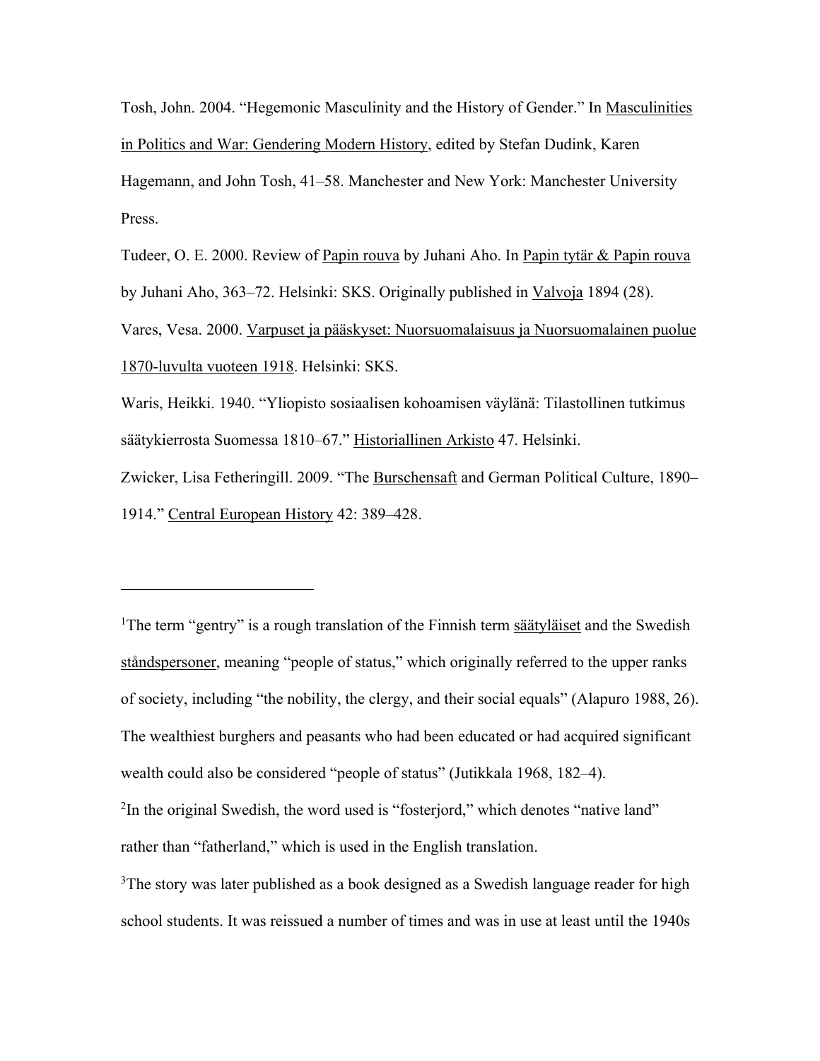Tosh, John. 2004. “Hegemonic Masculinity and the History of Gender.” In Masculinities in Politics and War: Gendering Modern History, edited by Stefan Dudink, Karen Hagemann, and John Tosh, 41–58. Manchester and New York: Manchester University Press.

Tudeer, O. E. 2000. Review of Papin rouva by Juhani Aho. In Papin tytär & Papin rouva by Juhani Aho, 363–72. Helsinki: SKS. Originally published in Valvoja 1894 (28).

Vares, Vesa. 2000. Varpuset ja pääskyset: Nuorsuomalaisuus ja Nuorsuomalainen puolue 1870-luvulta vuoteen 1918. Helsinki: SKS.

Waris, Heikki. 1940. “Yliopisto sosiaalisen kohoamisen väylänä: Tilastollinen tutkimus säätykierrosta Suomessa 1810–67.” Historiallinen Arkisto 47. Helsinki.

Zwicker, Lisa Fetheringill. 2009. “The Burschensaft and German Political Culture, 1890–1914.” Central European History 42: 389–428.

---

[1]The term “gentry” is a rough translation of the Finnish term säätyläiset and the Swedish ståndspersoner, meaning “people of status,” which originally referred to the upper ranks of society, including “the nobility, the clergy, and their social equals” (Alapuro 1988, 26). The wealthiest burghers and peasants who had been educated or had acquired significant wealth could also be considered “people of status” (Jutikkala 1968, 182–4).

[2]In the original Swedish, the word used is “fosterjord,” which denotes “native land” rather than “fatherland,” which is used in the English translation.

[3]The story was later published as a book designed as a Swedish language reader for high school students. It was reissued a number of times and was in use at least until the 1940s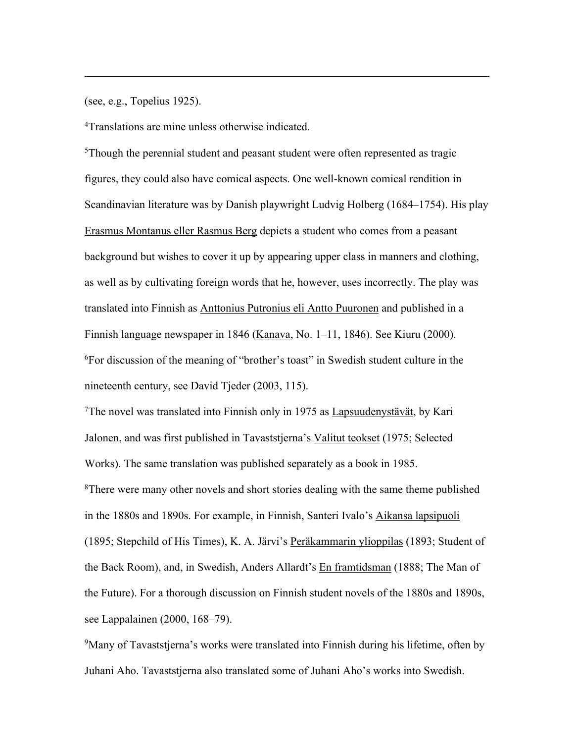(see, e.g., Topelius 1925).

[4]Translations are mine unless otherwise indicated.

[5]Though the perennial student and peasant student were often represented as tragic figures, they could also have comical aspects. One well-known comical rendition in Scandinavian literature was by Danish playwright Ludvig Holberg (1684–1754). His play Erasmus Montanus eller Rasmus Berg depicts a student who comes from a peasant background but wishes to cover it up by appearing upper class in manners and clothing, as well as by cultivating foreign words that he, however, uses incorrectly. The play was translated into Finnish as Anttonius Putronius eli Antto Puuronen and published in a Finnish language newspaper in 1846 (Kanava, No. 1–11, 1846). See Kiuru (2000).

[6]For discussion of the meaning of "brother's toast" in Swedish student culture in the nineteenth century, see David Tjeder (2003, 115).

[7]The novel was translated into Finnish only in 1975 as Lapsuudenystävät, by Kari Jalonen, and was first published in Tavaststjerna's Valitut teokset (1975; Selected Works). The same translation was published separately as a book in 1985.

[8]There were many other novels and short stories dealing with the same theme published in the 1880s and 1890s. For example, in Finnish, Santeri Ivalo's Aikansa lapsipuoli (1895; Stepchild of His Times), K. A. Järvi's Peräkammarin ylioppilas (1893; Student of the Back Room), and, in Swedish, Anders Allardt's En framtidsman (1888; The Man of the Future). For a thorough discussion on Finnish student novels of the 1880s and 1890s, see Lappalainen (2000, 168–79).

[9]Many of Tavaststjerna's works were translated into Finnish during his lifetime, often by Juhani Aho. Tavaststjerna also translated some of Juhani Aho's works into Swedish.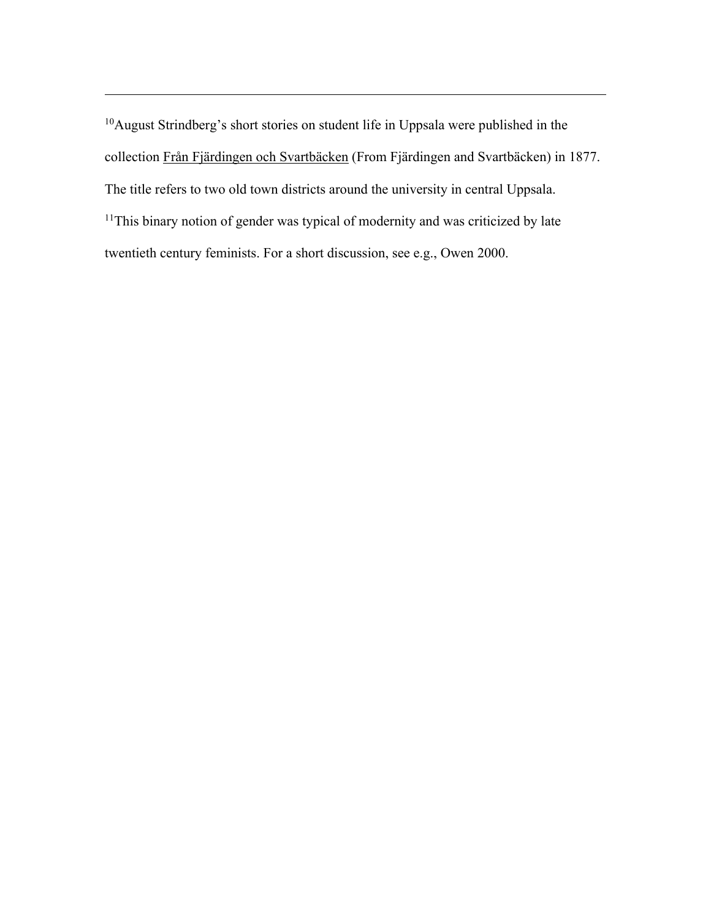[10]August Strindberg's short stories on student life in Uppsala were published in the collection <u>Från Fjärdingen och Svartbäcken</u> (From Fjärdingen and Svartbäcken) in 1877. The title refers to two old town districts around the university in central Uppsala.

[11]This binary notion of gender was typical of modernity and was criticized by late twentieth century feminists. For a short discussion, see e.g., Owen 2000.